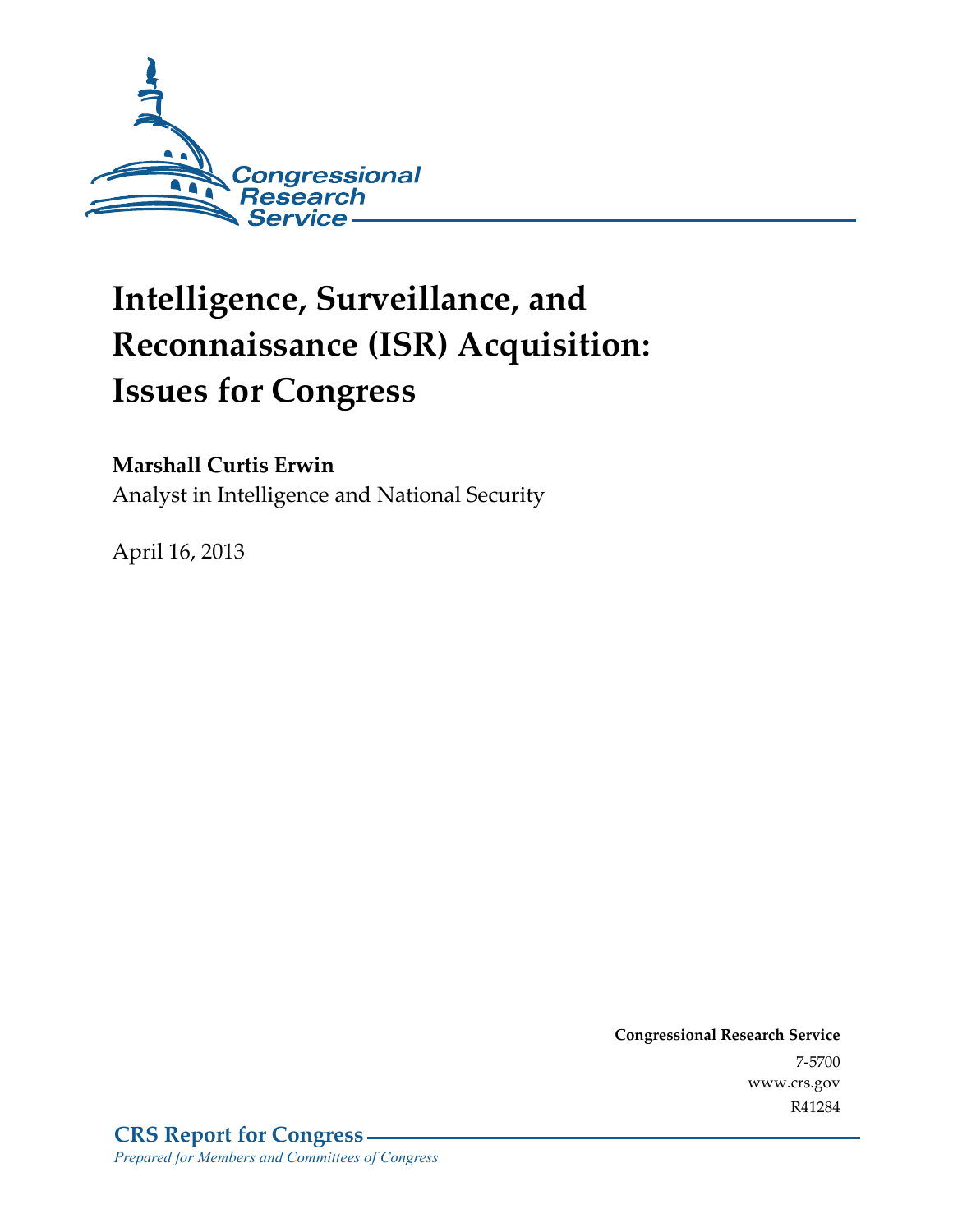Congressional Research Service

# Intelligence, Surveillance, and Reconnaissance (ISR) Acquisition: Issues for Congress

**Marshall Curtis Erwin**
Analyst in Intelligence and National Security

April 16, 2013

**Congressional Research Service**
7-5700
www.crs.gov
R41284

**CRS Report for Congress**
*Prepared for Members and Committees of Congress*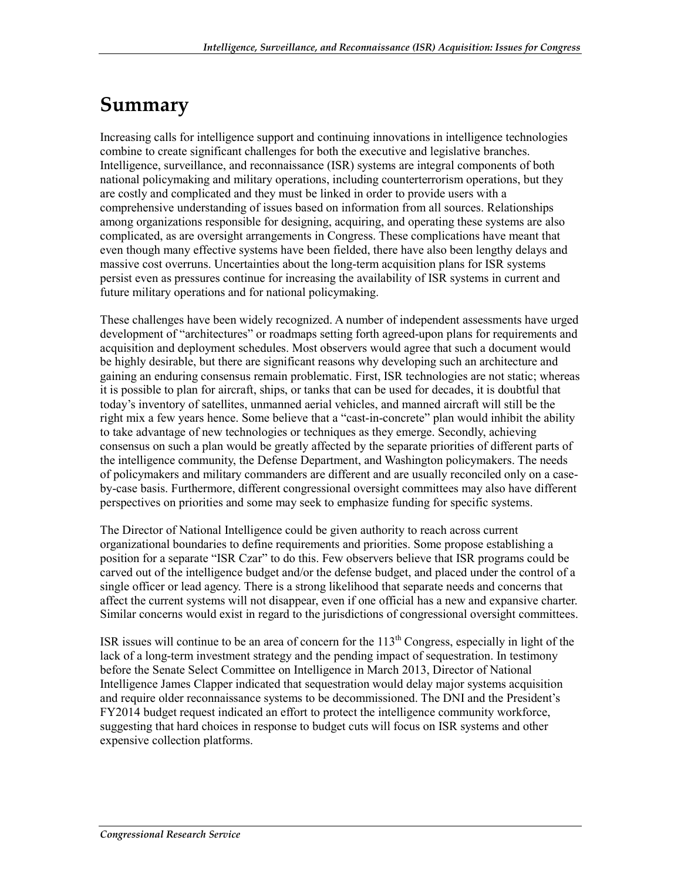# Summary

Increasing calls for intelligence support and continuing innovations in intelligence technologies combine to create significant challenges for both the executive and legislative branches. Intelligence, surveillance, and reconnaissance (ISR) systems are integral components of both national policymaking and military operations, including counterterrorism operations, but they are costly and complicated and they must be linked in order to provide users with a comprehensive understanding of issues based on information from all sources. Relationships among organizations responsible for designing, acquiring, and operating these systems are also complicated, as are oversight arrangements in Congress. These complications have meant that even though many effective systems have been fielded, there have also been lengthy delays and massive cost overruns. Uncertainties about the long-term acquisition plans for ISR systems persist even as pressures continue for increasing the availability of ISR systems in current and future military operations and for national policymaking.

These challenges have been widely recognized. A number of independent assessments have urged development of "architectures" or roadmaps setting forth agreed-upon plans for requirements and acquisition and deployment schedules. Most observers would agree that such a document would be highly desirable, but there are significant reasons why developing such an architecture and gaining an enduring consensus remain problematic. First, ISR technologies are not static; whereas it is possible to plan for aircraft, ships, or tanks that can be used for decades, it is doubtful that today's inventory of satellites, unmanned aerial vehicles, and manned aircraft will still be the right mix a few years hence. Some believe that a "cast-in-concrete" plan would inhibit the ability to take advantage of new technologies or techniques as they emerge. Secondly, achieving consensus on such a plan would be greatly affected by the separate priorities of different parts of the intelligence community, the Defense Department, and Washington policymakers. The needs of policymakers and military commanders are different and are usually reconciled only on a case-by-case basis. Furthermore, different congressional oversight committees may also have different perspectives on priorities and some may seek to emphasize funding for specific systems.

The Director of National Intelligence could be given authority to reach across current organizational boundaries to define requirements and priorities. Some propose establishing a position for a separate "ISR Czar" to do this. Few observers believe that ISR programs could be carved out of the intelligence budget and/or the defense budget, and placed under the control of a single officer or lead agency. There is a strong likelihood that separate needs and concerns that affect the current systems will not disappear, even if one official has a new and expansive charter. Similar concerns would exist in regard to the jurisdictions of congressional oversight committees.

ISR issues will continue to be an area of concern for the 113th Congress, especially in light of the lack of a long-term investment strategy and the pending impact of sequestration. In testimony before the Senate Select Committee on Intelligence in March 2013, Director of National Intelligence James Clapper indicated that sequestration would delay major systems acquisition and require older reconnaissance systems to be decommissioned. The DNI and the President's FY2014 budget request indicated an effort to protect the intelligence community workforce, suggesting that hard choices in response to budget cuts will focus on ISR systems and other expensive collection platforms.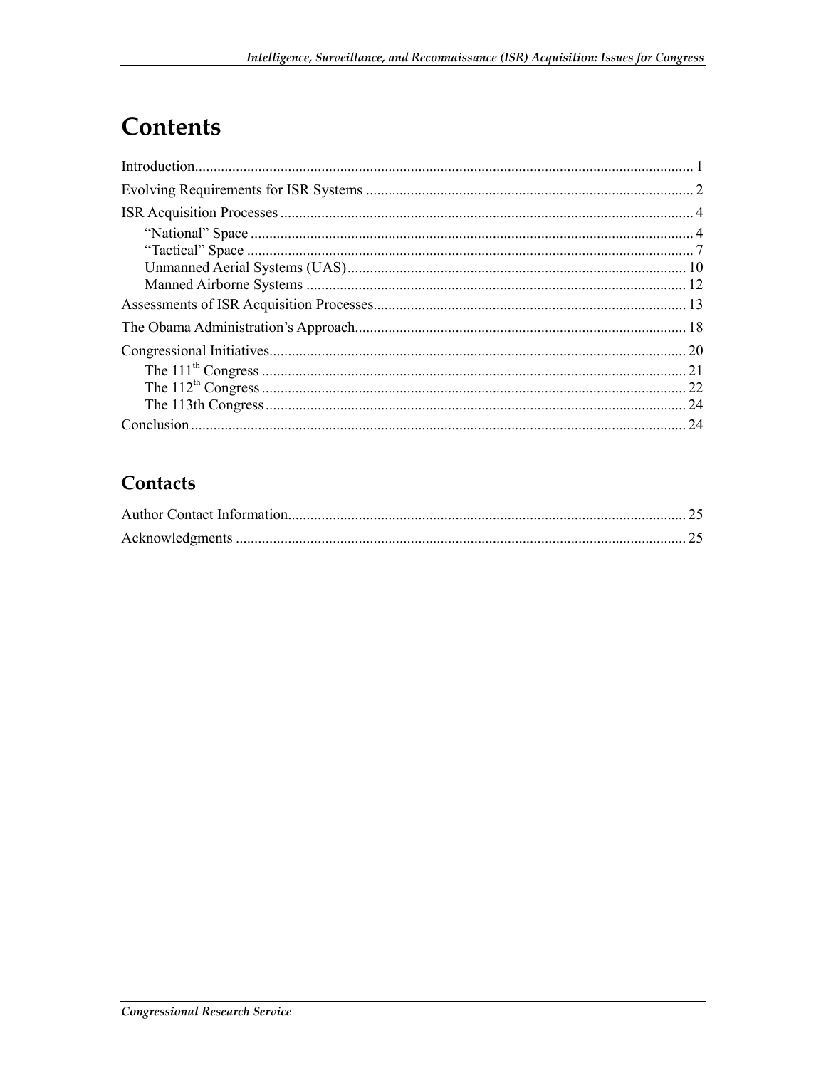# Contents

Introduction..................................................................................................................................... 1

Evolving Requirements for ISR Systems ....................................................................................... 2

ISR Acquisition Processes .............................................................................................................. 4

- "National" Space ...................................................................................................................... 4
- "Tactical" Space ....................................................................................................................... 7
- Unmanned Aerial Systems (UAS).......................................................................................... 10
- Manned Airborne Systems ..................................................................................................... 12

Assessments of ISR Acquisition Processes................................................................................... 13

The Obama Administration's Approach........................................................................................ 18

Congressional Initiatives............................................................................................................... 20

- The 111th Congress ................................................................................................................. 21
- The 112th Congress ................................................................................................................. 22
- The 113th Congress ................................................................................................................. 24

Conclusion .................................................................................................................................... 24

## Contacts

Author Contact Information........................................................................................................... 25

Acknowledgments ......................................................................................................................... 25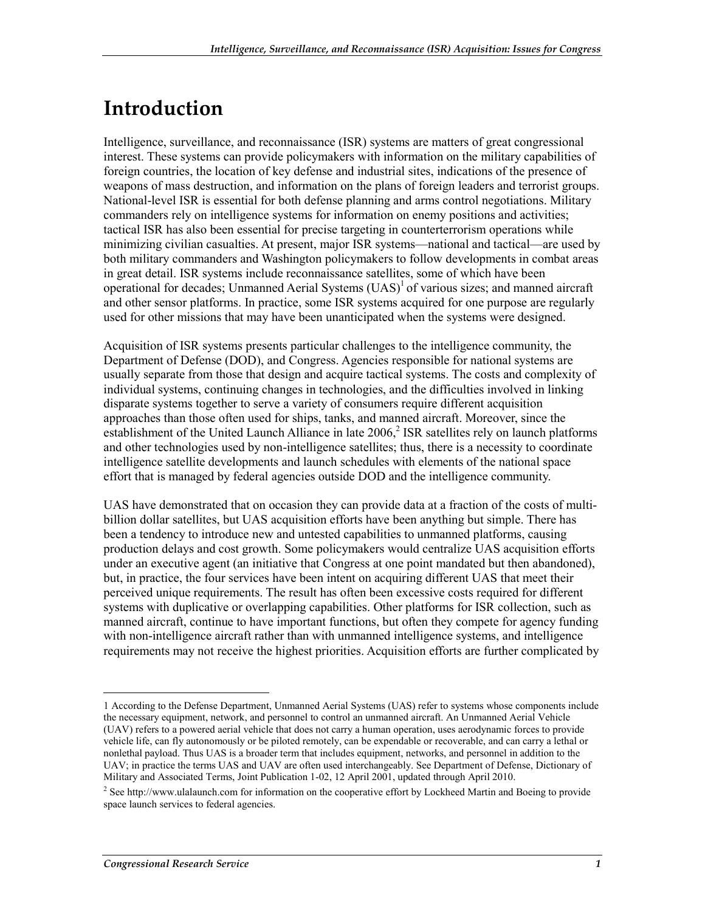# Introduction

Intelligence, surveillance, and reconnaissance (ISR) systems are matters of great congressional interest. These systems can provide policymakers with information on the military capabilities of foreign countries, the location of key defense and industrial sites, indications of the presence of weapons of mass destruction, and information on the plans of foreign leaders and terrorist groups. National-level ISR is essential for both defense planning and arms control negotiations. Military commanders rely on intelligence systems for information on enemy positions and activities; tactical ISR has also been essential for precise targeting in counterterrorism operations while minimizing civilian casualties. At present, major ISR systems—national and tactical—are used by both military commanders and Washington policymakers to follow developments in combat areas in great detail. ISR systems include reconnaissance satellites, some of which have been operational for decades; Unmanned Aerial Systems (UAS)[1] of various sizes; and manned aircraft and other sensor platforms. In practice, some ISR systems acquired for one purpose are regularly used for other missions that may have been unanticipated when the systems were designed.

Acquisition of ISR systems presents particular challenges to the intelligence community, the Department of Defense (DOD), and Congress. Agencies responsible for national systems are usually separate from those that design and acquire tactical systems. The costs and complexity of individual systems, continuing changes in technologies, and the difficulties involved in linking disparate systems together to serve a variety of consumers require different acquisition approaches than those often used for ships, tanks, and manned aircraft. Moreover, since the establishment of the United Launch Alliance in late 2006,[2] ISR satellites rely on launch platforms and other technologies used by non-intelligence satellites; thus, there is a necessity to coordinate intelligence satellite developments and launch schedules with elements of the national space effort that is managed by federal agencies outside DOD and the intelligence community.

UAS have demonstrated that on occasion they can provide data at a fraction of the costs of multi-billion dollar satellites, but UAS acquisition efforts have been anything but simple. There has been a tendency to introduce new and untested capabilities to unmanned platforms, causing production delays and cost growth. Some policymakers would centralize UAS acquisition efforts under an executive agent (an initiative that Congress at one point mandated but then abandoned), but, in practice, the four services have been intent on acquiring different UAS that meet their perceived unique requirements. The result has often been excessive costs required for different systems with duplicative or overlapping capabilities. Other platforms for ISR collection, such as manned aircraft, continue to have important functions, but often they compete for agency funding with non-intelligence aircraft rather than with unmanned intelligence systems, and intelligence requirements may not receive the highest priorities. Acquisition efforts are further complicated by

---

1 According to the Defense Department, Unmanned Aerial Systems (UAS) refer to systems whose components include the necessary equipment, network, and personnel to control an unmanned aircraft. An Unmanned Aerial Vehicle (UAV) refers to a powered aerial vehicle that does not carry a human operation, uses aerodynamic forces to provide vehicle life, can fly autonomously or be piloted remotely, can be expendable or recoverable, and can carry a lethal or nonlethal payload. Thus UAS is a broader term that includes equipment, networks, and personnel in addition to the UAV; in practice the terms UAS and UAV are often used interchangeably. See Department of Defense, Dictionary of Military and Associated Terms, Joint Publication 1-02, 12 April 2001, updated through April 2010.

2 See http://www.ulalaunch.com for information on the cooperative effort by Lockheed Martin and Boeing to provide space launch services to federal agencies.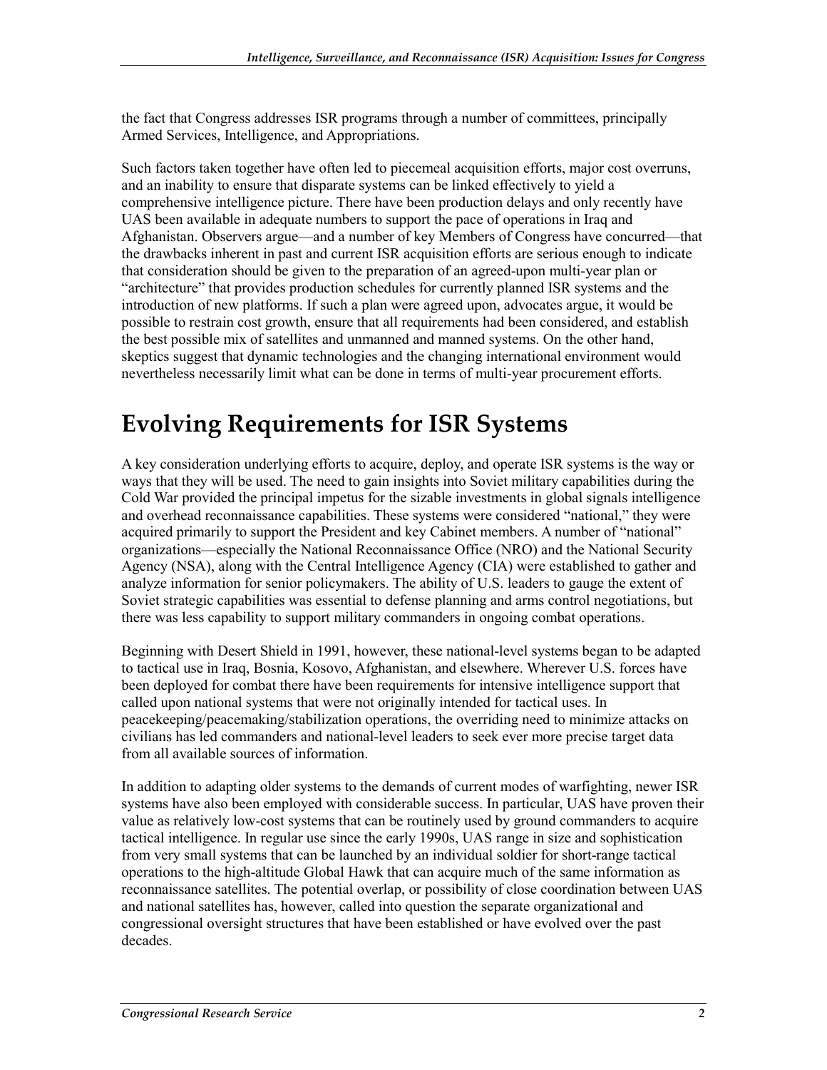the fact that Congress addresses ISR programs through a number of committees, principally Armed Services, Intelligence, and Appropriations.

Such factors taken together have often led to piecemeal acquisition efforts, major cost overruns, and an inability to ensure that disparate systems can be linked effectively to yield a comprehensive intelligence picture. There have been production delays and only recently have UAS been available in adequate numbers to support the pace of operations in Iraq and Afghanistan. Observers argue—and a number of key Members of Congress have concurred—that the drawbacks inherent in past and current ISR acquisition efforts are serious enough to indicate that consideration should be given to the preparation of an agreed-upon multi-year plan or "architecture" that provides production schedules for currently planned ISR systems and the introduction of new platforms. If such a plan were agreed upon, advocates argue, it would be possible to restrain cost growth, ensure that all requirements had been considered, and establish the best possible mix of satellites and unmanned and manned systems. On the other hand, skeptics suggest that dynamic technologies and the changing international environment would nevertheless necessarily limit what can be done in terms of multi-year procurement efforts.

# Evolving Requirements for ISR Systems

A key consideration underlying efforts to acquire, deploy, and operate ISR systems is the way or ways that they will be used. The need to gain insights into Soviet military capabilities during the Cold War provided the principal impetus for the sizable investments in global signals intelligence and overhead reconnaissance capabilities. These systems were considered "national," they were acquired primarily to support the President and key Cabinet members. A number of "national" organizations—especially the National Reconnaissance Office (NRO) and the National Security Agency (NSA), along with the Central Intelligence Agency (CIA) were established to gather and analyze information for senior policymakers. The ability of U.S. leaders to gauge the extent of Soviet strategic capabilities was essential to defense planning and arms control negotiations, but there was less capability to support military commanders in ongoing combat operations.

Beginning with Desert Shield in 1991, however, these national-level systems began to be adapted to tactical use in Iraq, Bosnia, Kosovo, Afghanistan, and elsewhere. Wherever U.S. forces have been deployed for combat there have been requirements for intensive intelligence support that called upon national systems that were not originally intended for tactical uses. In peacekeeping/peacemaking/stabilization operations, the overriding need to minimize attacks on civilians has led commanders and national-level leaders to seek ever more precise target data from all available sources of information.

In addition to adapting older systems to the demands of current modes of warfighting, newer ISR systems have also been employed with considerable success. In particular, UAS have proven their value as relatively low-cost systems that can be routinely used by ground commanders to acquire tactical intelligence. In regular use since the early 1990s, UAS range in size and sophistication from very small systems that can be launched by an individual soldier for short-range tactical operations to the high-altitude Global Hawk that can acquire much of the same information as reconnaissance satellites. The potential overlap, or possibility of close coordination between UAS and national satellites has, however, called into question the separate organizational and congressional oversight structures that have been established or have evolved over the past decades.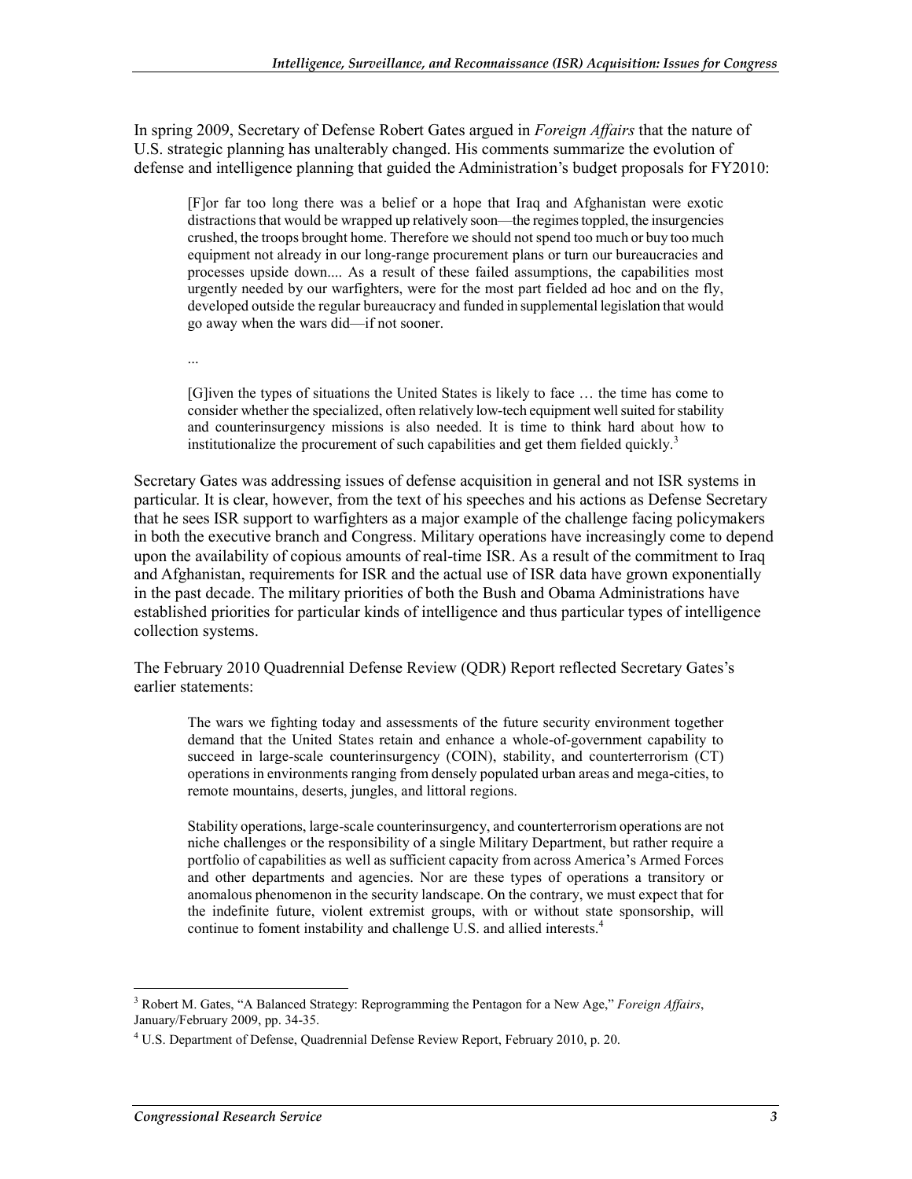In spring 2009, Secretary of Defense Robert Gates argued in *Foreign Affairs* that the nature of U.S. strategic planning has unalterably changed. His comments summarize the evolution of defense and intelligence planning that guided the Administration's budget proposals for FY2010:

> [F]or far too long there was a belief or a hope that Iraq and Afghanistan were exotic distractions that would be wrapped up relatively soon—the regimes toppled, the insurgencies crushed, the troops brought home. Therefore we should not spend too much or buy too much equipment not already in our long-range procurement plans or turn our bureaucracies and processes upside down.... As a result of these failed assumptions, the capabilities most urgently needed by our warfighters, were for the most part fielded ad hoc and on the fly, developed outside the regular bureaucracy and funded in supplemental legislation that would go away when the wars did—if not sooner.
>
> ...
>
> [G]iven the types of situations the United States is likely to face … the time has come to consider whether the specialized, often relatively low-tech equipment well suited for stability and counterinsurgency missions is also needed. It is time to think hard about how to institutionalize the procurement of such capabilities and get them fielded quickly.[3]

Secretary Gates was addressing issues of defense acquisition in general and not ISR systems in particular. It is clear, however, from the text of his speeches and his actions as Defense Secretary that he sees ISR support to warfighters as a major example of the challenge facing policymakers in both the executive branch and Congress. Military operations have increasingly come to depend upon the availability of copious amounts of real-time ISR. As a result of the commitment to Iraq and Afghanistan, requirements for ISR and the actual use of ISR data have grown exponentially in the past decade. The military priorities of both the Bush and Obama Administrations have established priorities for particular kinds of intelligence and thus particular types of intelligence collection systems.

The February 2010 Quadrennial Defense Review (QDR) Report reflected Secretary Gates's earlier statements:

> The wars we fighting today and assessments of the future security environment together demand that the United States retain and enhance a whole-of-government capability to succeed in large-scale counterinsurgency (COIN), stability, and counterterrorism (CT) operations in environments ranging from densely populated urban areas and mega-cities, to remote mountains, deserts, jungles, and littoral regions.
>
> Stability operations, large-scale counterinsurgency, and counterterrorism operations are not niche challenges or the responsibility of a single Military Department, but rather require a portfolio of capabilities as well as sufficient capacity from across America's Armed Forces and other departments and agencies. Nor are these types of operations a transitory or anomalous phenomenon in the security landscape. On the contrary, we must expect that for the indefinite future, violent extremist groups, with or without state sponsorship, will continue to foment instability and challenge U.S. and allied interests.[4]

---

[3] Robert M. Gates, "A Balanced Strategy: Reprogramming the Pentagon for a New Age," *Foreign Affairs*, January/February 2009, pp. 34-35.

[4] U.S. Department of Defense, Quadrennial Defense Review Report, February 2010, p. 20.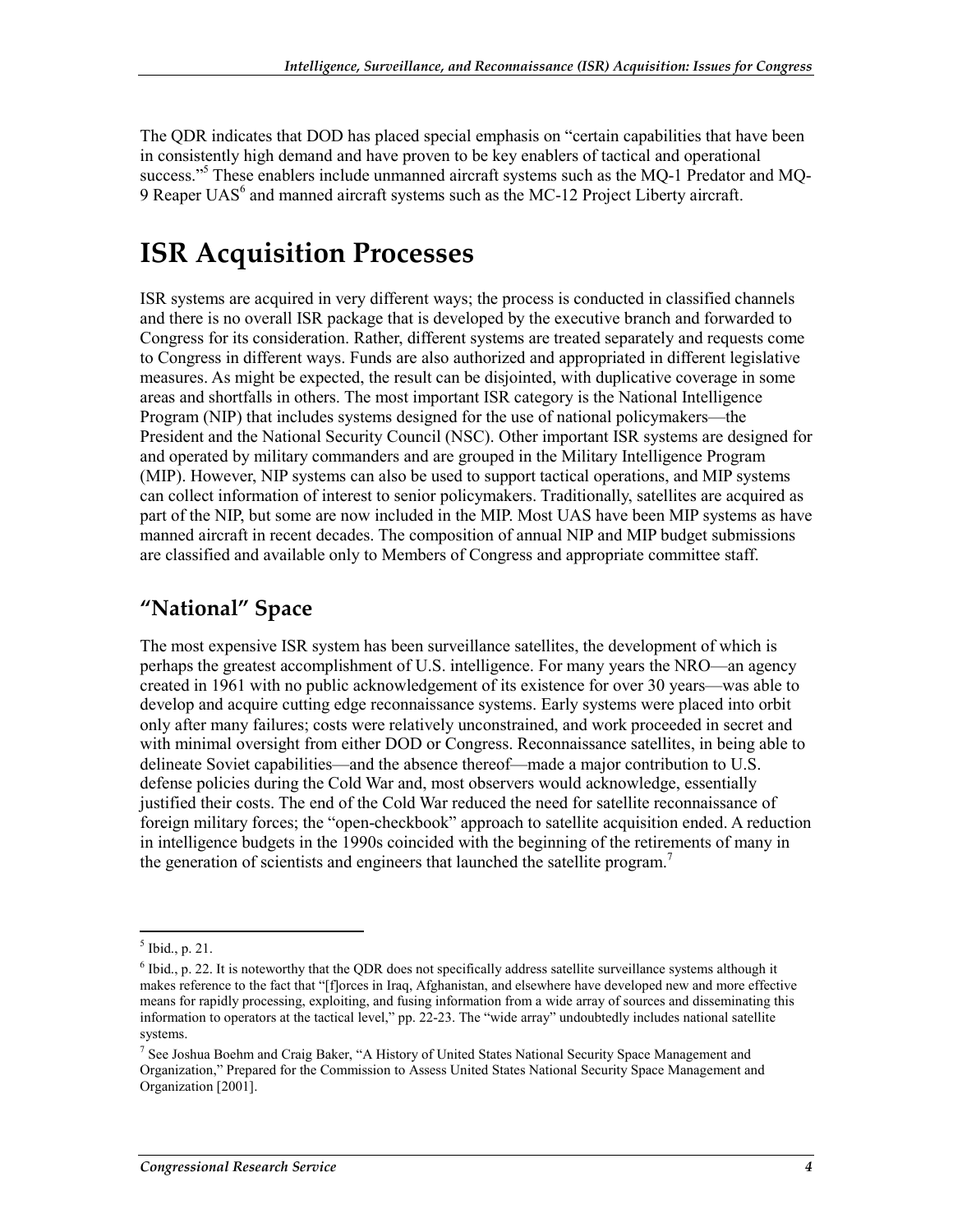The QDR indicates that DOD has placed special emphasis on "certain capabilities that have been in consistently high demand and have proven to be key enablers of tactical and operational success."[5] These enablers include unmanned aircraft systems such as the MQ-1 Predator and MQ-9 Reaper UAS[6] and manned aircraft systems such as the MC-12 Project Liberty aircraft.

# ISR Acquisition Processes

ISR systems are acquired in very different ways; the process is conducted in classified channels and there is no overall ISR package that is developed by the executive branch and forwarded to Congress for its consideration. Rather, different systems are treated separately and requests come to Congress in different ways. Funds are also authorized and appropriated in different legislative measures. As might be expected, the result can be disjointed, with duplicative coverage in some areas and shortfalls in others. The most important ISR category is the National Intelligence Program (NIP) that includes systems designed for the use of national policymakers—the President and the National Security Council (NSC). Other important ISR systems are designed for and operated by military commanders and are grouped in the Military Intelligence Program (MIP). However, NIP systems can also be used to support tactical operations, and MIP systems can collect information of interest to senior policymakers. Traditionally, satellites are acquired as part of the NIP, but some are now included in the MIP. Most UAS have been MIP systems as have manned aircraft in recent decades. The composition of annual NIP and MIP budget submissions are classified and available only to Members of Congress and appropriate committee staff.

## "National" Space

The most expensive ISR system has been surveillance satellites, the development of which is perhaps the greatest accomplishment of U.S. intelligence. For many years the NRO—an agency created in 1961 with no public acknowledgement of its existence for over 30 years—was able to develop and acquire cutting edge reconnaissance systems. Early systems were placed into orbit only after many failures; costs were relatively unconstrained, and work proceeded in secret and with minimal oversight from either DOD or Congress. Reconnaissance satellites, in being able to delineate Soviet capabilities—and the absence thereof—made a major contribution to U.S. defense policies during the Cold War and, most observers would acknowledge, essentially justified their costs. The end of the Cold War reduced the need for satellite reconnaissance of foreign military forces; the "open-checkbook" approach to satellite acquisition ended. A reduction in intelligence budgets in the 1990s coincided with the beginning of the retirements of many in the generation of scientists and engineers that launched the satellite program.[7]

---

[5] Ibid., p. 21.

[6] Ibid., p. 22. It is noteworthy that the QDR does not specifically address satellite surveillance systems although it makes reference to the fact that "[f]orces in Iraq, Afghanistan, and elsewhere have developed new and more effective means for rapidly processing, exploiting, and fusing information from a wide array of sources and disseminating this information to operators at the tactical level," pp. 22-23. The "wide array" undoubtedly includes national satellite systems.

[7] See Joshua Boehm and Craig Baker, "A History of United States National Security Space Management and Organization," Prepared for the Commission to Assess United States National Security Space Management and Organization [2001].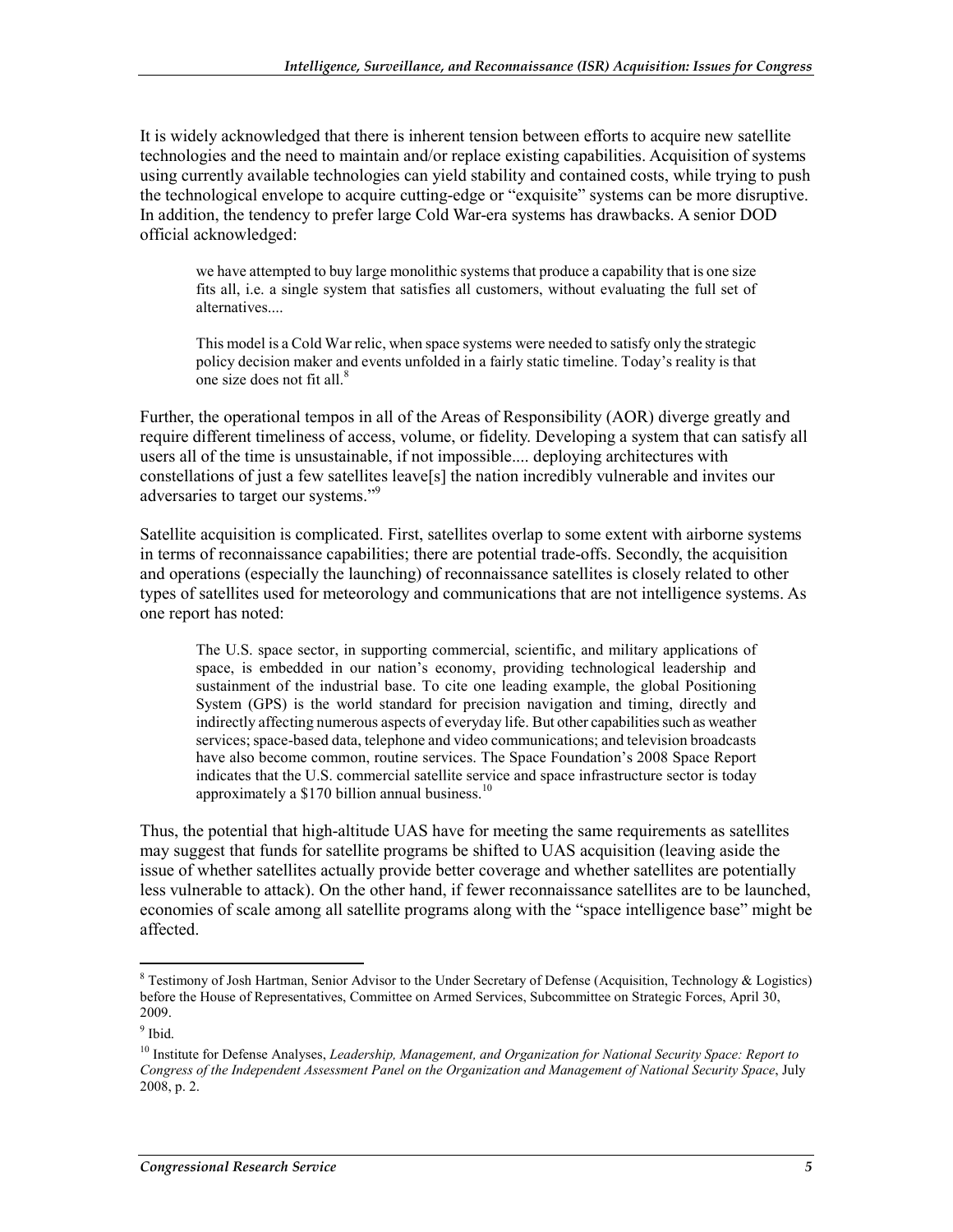It is widely acknowledged that there is inherent tension between efforts to acquire new satellite technologies and the need to maintain and/or replace existing capabilities. Acquisition of systems using currently available technologies can yield stability and contained costs, while trying to push the technological envelope to acquire cutting-edge or "exquisite" systems can be more disruptive. In addition, the tendency to prefer large Cold War-era systems has drawbacks. A senior DOD official acknowledged:

> we have attempted to buy large monolithic systems that produce a capability that is one size fits all, i.e. a single system that satisfies all customers, without evaluating the full set of alternatives....
>
> This model is a Cold War relic, when space systems were needed to satisfy only the strategic policy decision maker and events unfolded in a fairly static timeline. Today's reality is that one size does not fit all.[8]

Further, the operational tempos in all of the Areas of Responsibility (AOR) diverge greatly and require different timeliness of access, volume, or fidelity. Developing a system that can satisfy all users all of the time is unsustainable, if not impossible.... deploying architectures with constellations of just a few satellites leave[s] the nation incredibly vulnerable and invites our adversaries to target our systems."[9]

Satellite acquisition is complicated. First, satellites overlap to some extent with airborne systems in terms of reconnaissance capabilities; there are potential trade-offs. Secondly, the acquisition and operations (especially the launching) of reconnaissance satellites is closely related to other types of satellites used for meteorology and communications that are not intelligence systems. As one report has noted:

> The U.S. space sector, in supporting commercial, scientific, and military applications of space, is embedded in our nation's economy, providing technological leadership and sustainment of the industrial base. To cite one leading example, the global Positioning System (GPS) is the world standard for precision navigation and timing, directly and indirectly affecting numerous aspects of everyday life. But other capabilities such as weather services; space-based data, telephone and video communications; and television broadcasts have also become common, routine services. The Space Foundation's 2008 Space Report indicates that the U.S. commercial satellite service and space infrastructure sector is today approximately a $170 billion annual business.[10]

Thus, the potential that high-altitude UAS have for meeting the same requirements as satellites may suggest that funds for satellite programs be shifted to UAS acquisition (leaving aside the issue of whether satellites actually provide better coverage and whether satellites are potentially less vulnerable to attack). On the other hand, if fewer reconnaissance satellites are to be launched, economies of scale among all satellite programs along with the "space intelligence base" might be affected.

---

[8] Testimony of Josh Hartman, Senior Advisor to the Under Secretary of Defense (Acquisition, Technology & Logistics) before the House of Representatives, Committee on Armed Services, Subcommittee on Strategic Forces, April 30, 2009.

[9] Ibid.

[10] Institute for Defense Analyses, *Leadership, Management, and Organization for National Security Space: Report to Congress of the Independent Assessment Panel on the Organization and Management of National Security Space*, July 2008, p. 2.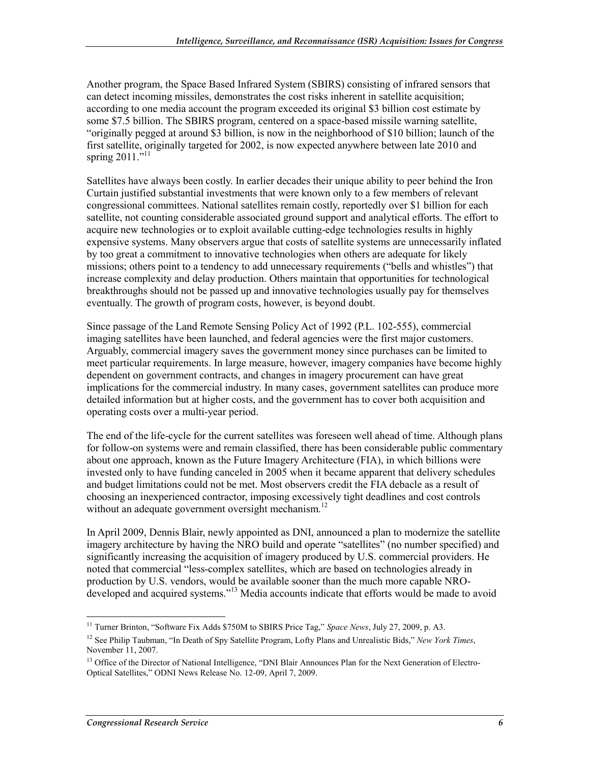Another program, the Space Based Infrared System (SBIRS) consisting of infrared sensors that can detect incoming missiles, demonstrates the cost risks inherent in satellite acquisition; according to one media account the program exceeded its original $3 billion cost estimate by some $7.5 billion. The SBIRS program, centered on a space-based missile warning satellite, "originally pegged at around $3 billion, is now in the neighborhood of $10 billion; launch of the first satellite, originally targeted for 2002, is now expected anywhere between late 2010 and spring 2011."[11]

Satellites have always been costly. In earlier decades their unique ability to peer behind the Iron Curtain justified substantial investments that were known only to a few members of relevant congressional committees. National satellites remain costly, reportedly over $1 billion for each satellite, not counting considerable associated ground support and analytical efforts. The effort to acquire new technologies or to exploit available cutting-edge technologies results in highly expensive systems. Many observers argue that costs of satellite systems are unnecessarily inflated by too great a commitment to innovative technologies when others are adequate for likely missions; others point to a tendency to add unnecessary requirements ("bells and whistles") that increase complexity and delay production. Others maintain that opportunities for technological breakthroughs should not be passed up and innovative technologies usually pay for themselves eventually. The growth of program costs, however, is beyond doubt.

Since passage of the Land Remote Sensing Policy Act of 1992 (P.L. 102-555), commercial imaging satellites have been launched, and federal agencies were the first major customers. Arguably, commercial imagery saves the government money since purchases can be limited to meet particular requirements. In large measure, however, imagery companies have become highly dependent on government contracts, and changes in imagery procurement can have great implications for the commercial industry. In many cases, government satellites can produce more detailed information but at higher costs, and the government has to cover both acquisition and operating costs over a multi-year period.

The end of the life-cycle for the current satellites was foreseen well ahead of time. Although plans for follow-on systems were and remain classified, there has been considerable public commentary about one approach, known as the Future Imagery Architecture (FIA), in which billions were invested only to have funding canceled in 2005 when it became apparent that delivery schedules and budget limitations could not be met. Most observers credit the FIA debacle as a result of choosing an inexperienced contractor, imposing excessively tight deadlines and cost controls without an adequate government oversight mechanism.[12]

In April 2009, Dennis Blair, newly appointed as DNI, announced a plan to modernize the satellite imagery architecture by having the NRO build and operate "satellites" (no number specified) and significantly increasing the acquisition of imagery produced by U.S. commercial providers. He noted that commercial "less-complex satellites, which are based on technologies already in production by U.S. vendors, would be available sooner than the much more capable NRO-developed and acquired systems."[13] Media accounts indicate that efforts would be made to avoid

---

[11] Turner Brinton, "Software Fix Adds $750M to SBIRS Price Tag," *Space News*, July 27, 2009, p. A3.

[12] See Philip Taubman, "In Death of Spy Satellite Program, Lofty Plans and Unrealistic Bids," *New York Times*, November 11, 2007.

[13] Office of the Director of National Intelligence, "DNI Blair Announces Plan for the Next Generation of Electro-Optical Satellites," ODNI News Release No. 12-09, April 7, 2009.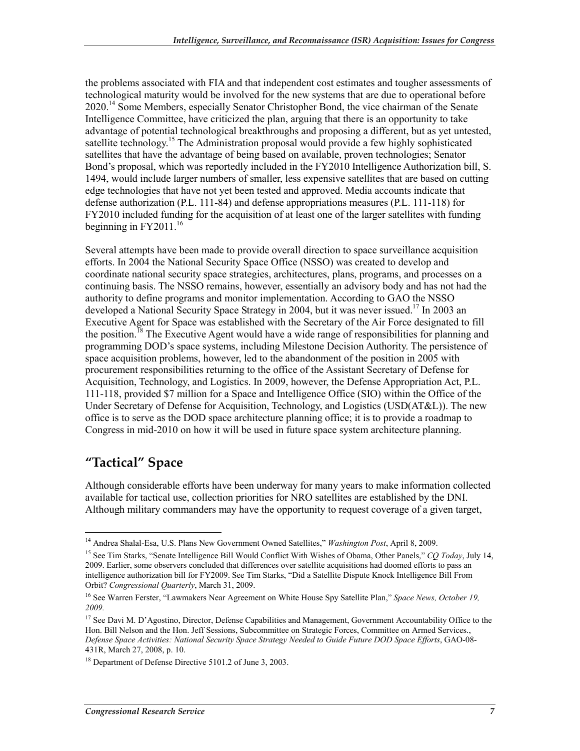the problems associated with FIA and that independent cost estimates and tougher assessments of technological maturity would be involved for the new systems that are due to operational before 2020.[14] Some Members, especially Senator Christopher Bond, the vice chairman of the Senate Intelligence Committee, have criticized the plan, arguing that there is an opportunity to take advantage of potential technological breakthroughs and proposing a different, but as yet untested, satellite technology.[15] The Administration proposal would provide a few highly sophisticated satellites that have the advantage of being based on available, proven technologies; Senator Bond's proposal, which was reportedly included in the FY2010 Intelligence Authorization bill, S. 1494, would include larger numbers of smaller, less expensive satellites that are based on cutting edge technologies that have not yet been tested and approved. Media accounts indicate that defense authorization (P.L. 111-84) and defense appropriations measures (P.L. 111-118) for FY2010 included funding for the acquisition of at least one of the larger satellites with funding beginning in FY2011.[16]

Several attempts have been made to provide overall direction to space surveillance acquisition efforts. In 2004 the National Security Space Office (NSSO) was created to develop and coordinate national security space strategies, architectures, plans, programs, and processes on a continuing basis. The NSSO remains, however, essentially an advisory body and has not had the authority to define programs and monitor implementation. According to GAO the NSSO developed a National Security Space Strategy in 2004, but it was never issued.[17] In 2003 an Executive Agent for Space was established with the Secretary of the Air Force designated to fill the position.[18] The Executive Agent would have a wide range of responsibilities for planning and programming DOD's space systems, including Milestone Decision Authority. The persistence of space acquisition problems, however, led to the abandonment of the position in 2005 with procurement responsibilities returning to the office of the Assistant Secretary of Defense for Acquisition, Technology, and Logistics. In 2009, however, the Defense Appropriation Act, P.L. 111-118, provided $7 million for a Space and Intelligence Office (SIO) within the Office of the Under Secretary of Defense for Acquisition, Technology, and Logistics (USD(AT&L)). The new office is to serve as the DOD space architecture planning office; it is to provide a roadmap to Congress in mid-2010 on how it will be used in future space system architecture planning.

## "Tactical" Space

Although considerable efforts have been underway for many years to make information collected available for tactical use, collection priorities for NRO satellites are established by the DNI. Although military commanders may have the opportunity to request coverage of a given target,

---

[14] Andrea Shalal-Esa, U.S. Plans New Government Owned Satellites," *Washington Post*, April 8, 2009.

[15] See Tim Starks, "Senate Intelligence Bill Would Conflict With Wishes of Obama, Other Panels," *CQ Today*, July 14, 2009. Earlier, some observers concluded that differences over satellite acquisitions had doomed efforts to pass an intelligence authorization bill for FY2009. See Tim Starks, "Did a Satellite Dispute Knock Intelligence Bill From Orbit? *Congressional Quarterly*, March 31, 2009.

[16] See Warren Ferster, "Lawmakers Near Agreement on White House Spy Satellite Plan," *Space News, October 19, 2009.*

[17] See Davi M. D'Agostino, Director, Defense Capabilities and Management, Government Accountability Office to the Hon. Bill Nelson and the Hon. Jeff Sessions, Subcommittee on Strategic Forces, Committee on Armed Services., *Defense Space Activities: National Security Space Strategy Needed to Guide Future DOD Space Efforts*, GAO-08-431R, March 27, 2008, p. 10.

[18] Department of Defense Directive 5101.2 of June 3, 2003.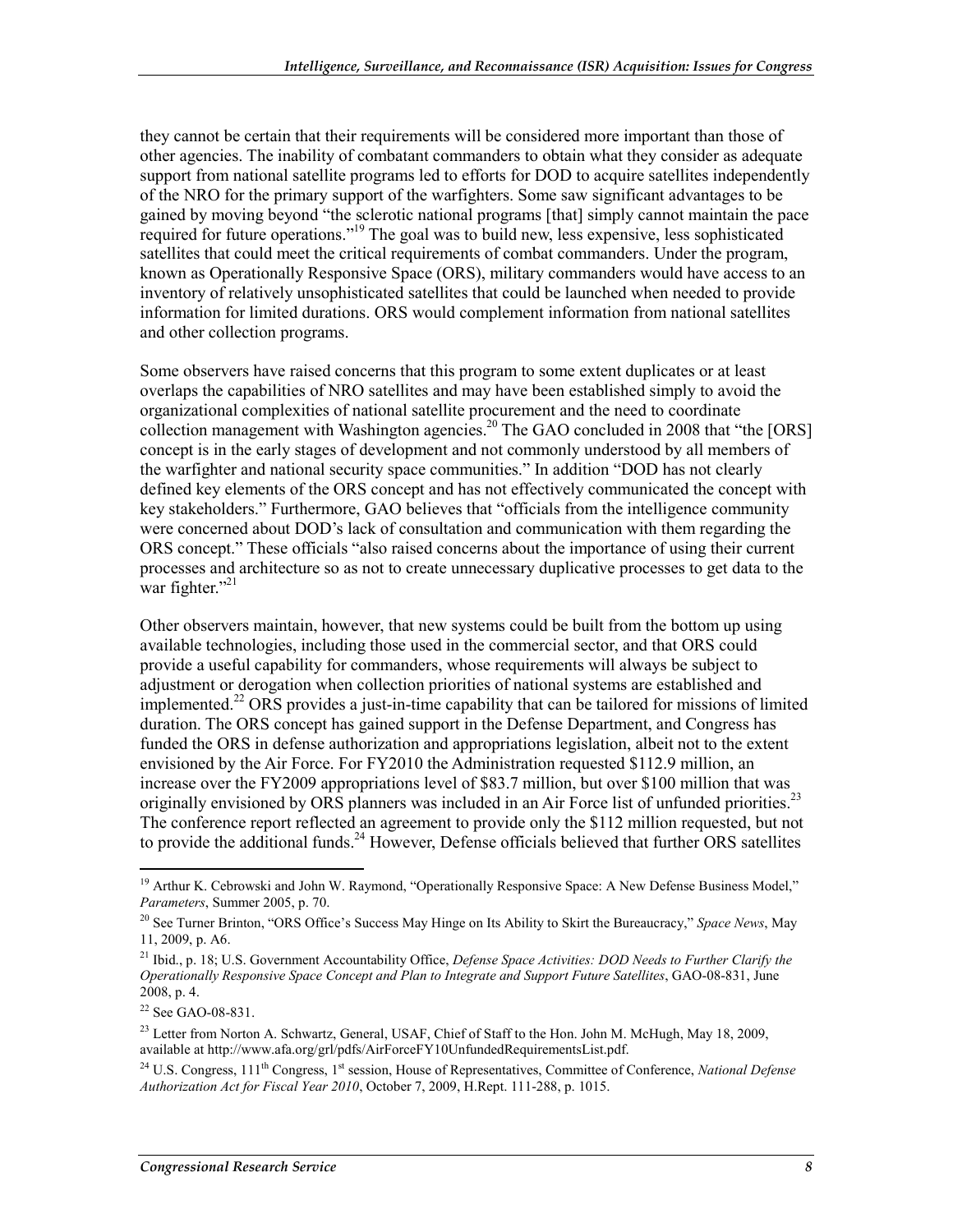they cannot be certain that their requirements will be considered more important than those of other agencies. The inability of combatant commanders to obtain what they consider as adequate support from national satellite programs led to efforts for DOD to acquire satellites independently of the NRO for the primary support of the warfighters. Some saw significant advantages to be gained by moving beyond "the sclerotic national programs [that] simply cannot maintain the pace required for future operations."[19] The goal was to build new, less expensive, less sophisticated satellites that could meet the critical requirements of combat commanders. Under the program, known as Operationally Responsive Space (ORS), military commanders would have access to an inventory of relatively unsophisticated satellites that could be launched when needed to provide information for limited durations. ORS would complement information from national satellites and other collection programs.

Some observers have raised concerns that this program to some extent duplicates or at least overlaps the capabilities of NRO satellites and may have been established simply to avoid the organizational complexities of national satellite procurement and the need to coordinate collection management with Washington agencies.[20] The GAO concluded in 2008 that "the [ORS] concept is in the early stages of development and not commonly understood by all members of the warfighter and national security space communities." In addition "DOD has not clearly defined key elements of the ORS concept and has not effectively communicated the concept with key stakeholders." Furthermore, GAO believes that "officials from the intelligence community were concerned about DOD's lack of consultation and communication with them regarding the ORS concept." These officials "also raised concerns about the importance of using their current processes and architecture so as not to create unnecessary duplicative processes to get data to the war fighter."[21]

Other observers maintain, however, that new systems could be built from the bottom up using available technologies, including those used in the commercial sector, and that ORS could provide a useful capability for commanders, whose requirements will always be subject to adjustment or derogation when collection priorities of national systems are established and implemented.[22] ORS provides a just-in-time capability that can be tailored for missions of limited duration. The ORS concept has gained support in the Defense Department, and Congress has funded the ORS in defense authorization and appropriations legislation, albeit not to the extent envisioned by the Air Force. For FY2010 the Administration requested \$112.9 million, an increase over the FY2009 appropriations level of \$83.7 million, but over \$100 million that was originally envisioned by ORS planners was included in an Air Force list of unfunded priorities.[23] The conference report reflected an agreement to provide only the \$112 million requested, but not to provide the additional funds.[24] However, Defense officials believed that further ORS satellites

---

[19] Arthur K. Cebrowski and John W. Raymond, "Operationally Responsive Space: A New Defense Business Model," *Parameters*, Summer 2005, p. 70.

[20] See Turner Brinton, "ORS Office's Success May Hinge on Its Ability to Skirt the Bureaucracy," *Space News*, May 11, 2009, p. A6.

[21] Ibid., p. 18; U.S. Government Accountability Office, *Defense Space Activities: DOD Needs to Further Clarify the Operationally Responsive Space Concept and Plan to Integrate and Support Future Satellites*, GAO-08-831, June 2008, p. 4.

[22] See GAO-08-831.

[23] Letter from Norton A. Schwartz, General, USAF, Chief of Staff to the Hon. John M. McHugh, May 18, 2009, available at http://www.afa.org/grl/pdfs/AirForceFY10UnfundedRequirementsList.pdf.

[24] U.S. Congress, 111th Congress, 1st session, House of Representatives, Committee of Conference, *National Defense Authorization Act for Fiscal Year 2010*, October 7, 2009, H.Rept. 111-288, p. 1015.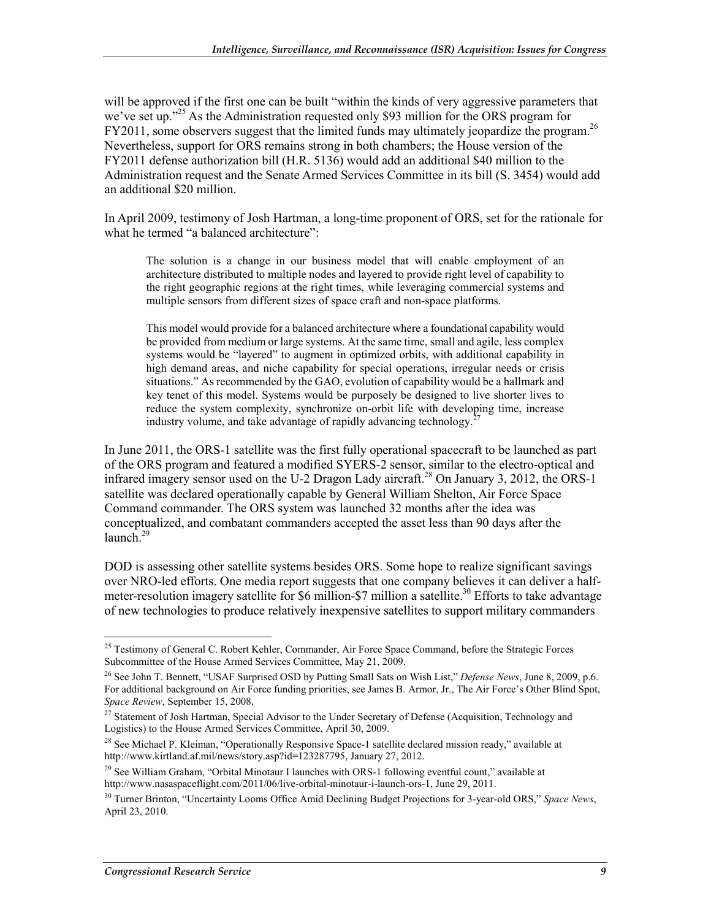will be approved if the first one can be built "within the kinds of very aggressive parameters that we've set up."[25] As the Administration requested only $93 million for the ORS program for FY2011, some observers suggest that the limited funds may ultimately jeopardize the program.[26] Nevertheless, support for ORS remains strong in both chambers; the House version of the FY2011 defense authorization bill (H.R. 5136) would add an additional $40 million to the Administration request and the Senate Armed Services Committee in its bill (S. 3454) would add an additional $20 million.

In April 2009, testimony of Josh Hartman, a long-time proponent of ORS, set for the rationale for what he termed "a balanced architecture":

> The solution is a change in our business model that will enable employment of an architecture distributed to multiple nodes and layered to provide right level of capability to the right geographic regions at the right times, while leveraging commercial systems and multiple sensors from different sizes of space craft and non-space platforms.
>
> This model would provide for a balanced architecture where a foundational capability would be provided from medium or large systems. At the same time, small and agile, less complex systems would be "layered" to augment in optimized orbits, with additional capability in high demand areas, and niche capability for special operations, irregular needs or crisis situations." As recommended by the GAO, evolution of capability would be a hallmark and key tenet of this model. Systems would be purposely be designed to live shorter lives to reduce the system complexity, synchronize on-orbit life with developing time, increase industry volume, and take advantage of rapidly advancing technology.[27]

In June 2011, the ORS-1 satellite was the first fully operational spacecraft to be launched as part of the ORS program and featured a modified SYERS-2 sensor, similar to the electro-optical and infrared imagery sensor used on the U-2 Dragon Lady aircraft.[28] On January 3, 2012, the ORS-1 satellite was declared operationally capable by General William Shelton, Air Force Space Command commander. The ORS system was launched 32 months after the idea was conceptualized, and combatant commanders accepted the asset less than 90 days after the launch.[29]

DOD is assessing other satellite systems besides ORS. Some hope to realize significant savings over NRO-led efforts. One media report suggests that one company believes it can deliver a half-meter-resolution imagery satellite for $6 million-$7 million a satellite.[30] Efforts to take advantage of new technologies to produce relatively inexpensive satellites to support military commanders

---

[25] Testimony of General C. Robert Kehler, Commander, Air Force Space Command, before the Strategic Forces Subcommittee of the House Armed Services Committee, May 21, 2009.

[26] See John T. Bennett, "USAF Surprised OSD by Putting Small Sats on Wish List," *Defense News*, June 8, 2009, p.6. For additional background on Air Force funding priorities, see James B. Armor, Jr., The Air Force's Other Blind Spot, *Space Review*, September 15, 2008.

[27] Statement of Josh Hartman, Special Advisor to the Under Secretary of Defense (Acquisition, Technology and Logistics) to the House Armed Services Committee, April 30, 2009.

[28] See Michael P. Kleiman, "Operationally Responsive Space-1 satellite declared mission ready," available at http://www.kirtland.af.mil/news/story.asp?id=123287795, January 27, 2012.

[29] See William Graham, "Orbital Minotaur I launches with ORS-1 following eventful count," available at http://www.nasaspaceflight.com/2011/06/live-orbital-minotaur-i-launch-ors-1, June 29, 2011.

[30] Turner Brinton, "Uncertainty Looms Office Amid Declining Budget Projections for 3-year-old ORS," *Space News*, April 23, 2010.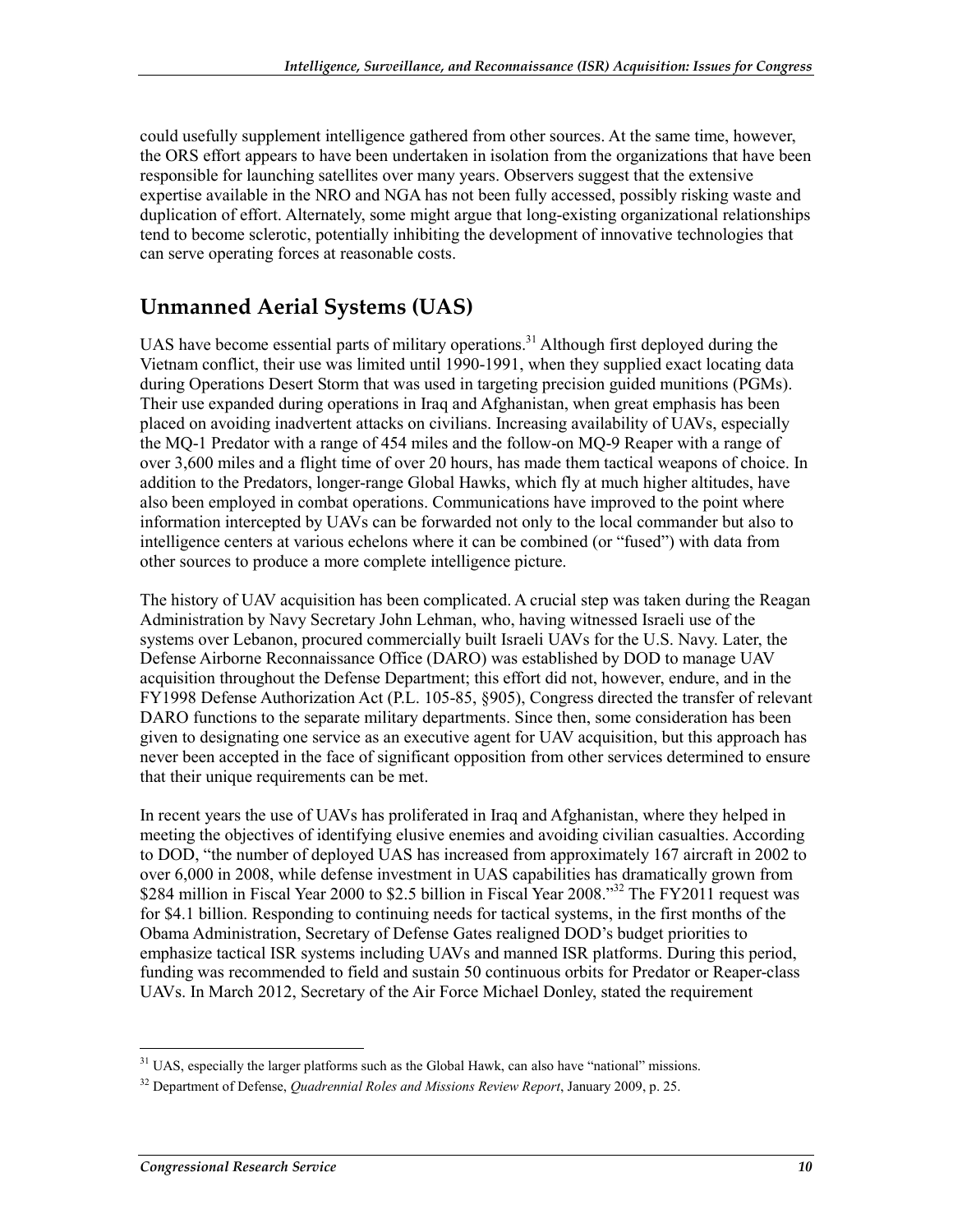could usefully supplement intelligence gathered from other sources. At the same time, however, the ORS effort appears to have been undertaken in isolation from the organizations that have been responsible for launching satellites over many years. Observers suggest that the extensive expertise available in the NRO and NGA has not been fully accessed, possibly risking waste and duplication of effort. Alternately, some might argue that long-existing organizational relationships tend to become sclerotic, potentially inhibiting the development of innovative technologies that can serve operating forces at reasonable costs.

## Unmanned Aerial Systems (UAS)

UAS have become essential parts of military operations.[31] Although first deployed during the Vietnam conflict, their use was limited until 1990-1991, when they supplied exact locating data during Operations Desert Storm that was used in targeting precision guided munitions (PGMs). Their use expanded during operations in Iraq and Afghanistan, when great emphasis has been placed on avoiding inadvertent attacks on civilians. Increasing availability of UAVs, especially the MQ-1 Predator with a range of 454 miles and the follow-on MQ-9 Reaper with a range of over 3,600 miles and a flight time of over 20 hours, has made them tactical weapons of choice. In addition to the Predators, longer-range Global Hawks, which fly at much higher altitudes, have also been employed in combat operations. Communications have improved to the point where information intercepted by UAVs can be forwarded not only to the local commander but also to intelligence centers at various echelons where it can be combined (or "fused") with data from other sources to produce a more complete intelligence picture.

The history of UAV acquisition has been complicated. A crucial step was taken during the Reagan Administration by Navy Secretary John Lehman, who, having witnessed Israeli use of the systems over Lebanon, procured commercially built Israeli UAVs for the U.S. Navy. Later, the Defense Airborne Reconnaissance Office (DARO) was established by DOD to manage UAV acquisition throughout the Defense Department; this effort did not, however, endure, and in the FY1998 Defense Authorization Act (P.L. 105-85, §905), Congress directed the transfer of relevant DARO functions to the separate military departments. Since then, some consideration has been given to designating one service as an executive agent for UAV acquisition, but this approach has never been accepted in the face of significant opposition from other services determined to ensure that their unique requirements can be met.

In recent years the use of UAVs has proliferated in Iraq and Afghanistan, where they helped in meeting the objectives of identifying elusive enemies and avoiding civilian casualties. According to DOD, "the number of deployed UAS has increased from approximately 167 aircraft in 2002 to over 6,000 in 2008, while defense investment in UAS capabilities has dramatically grown from $284 million in Fiscal Year 2000 to $2.5 billion in Fiscal Year 2008."[32] The FY2011 request was for $4.1 billion. Responding to continuing needs for tactical systems, in the first months of the Obama Administration, Secretary of Defense Gates realigned DOD's budget priorities to emphasize tactical ISR systems including UAVs and manned ISR platforms. During this period, funding was recommended to field and sustain 50 continuous orbits for Predator or Reaper-class UAVs. In March 2012, Secretary of the Air Force Michael Donley, stated the requirement

[31] UAS, especially the larger platforms such as the Global Hawk, can also have "national" missions.

[32] Department of Defense, *Quadrennial Roles and Missions Review Report*, January 2009, p. 25.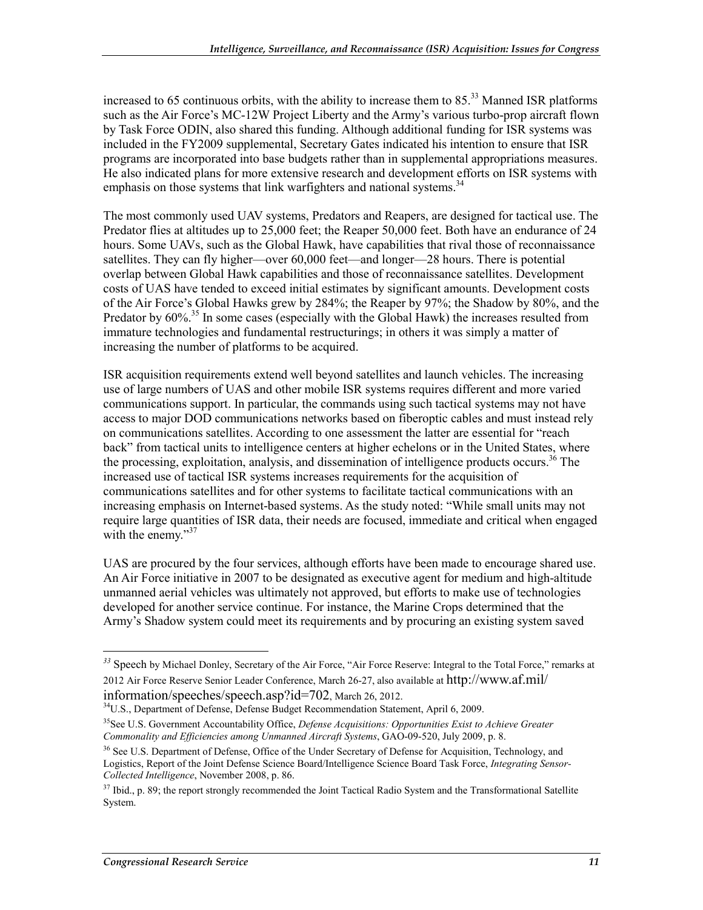increased to 65 continuous orbits, with the ability to increase them to 85.[33] Manned ISR platforms such as the Air Force's MC-12W Project Liberty and the Army's various turbo-prop aircraft flown by Task Force ODIN, also shared this funding. Although additional funding for ISR systems was included in the FY2009 supplemental, Secretary Gates indicated his intention to ensure that ISR programs are incorporated into base budgets rather than in supplemental appropriations measures. He also indicated plans for more extensive research and development efforts on ISR systems with emphasis on those systems that link warfighters and national systems.[34]

The most commonly used UAV systems, Predators and Reapers, are designed for tactical use. The Predator flies at altitudes up to 25,000 feet; the Reaper 50,000 feet. Both have an endurance of 24 hours. Some UAVs, such as the Global Hawk, have capabilities that rival those of reconnaissance satellites. They can fly higher—over 60,000 feet—and longer—28 hours. There is potential overlap between Global Hawk capabilities and those of reconnaissance satellites. Development costs of UAS have tended to exceed initial estimates by significant amounts. Development costs of the Air Force's Global Hawks grew by 284%; the Reaper by 97%; the Shadow by 80%, and the Predator by 60%.[35] In some cases (especially with the Global Hawk) the increases resulted from immature technologies and fundamental restructurings; in others it was simply a matter of increasing the number of platforms to be acquired.

ISR acquisition requirements extend well beyond satellites and launch vehicles. The increasing use of large numbers of UAS and other mobile ISR systems requires different and more varied communications support. In particular, the commands using such tactical systems may not have access to major DOD communications networks based on fiberoptic cables and must instead rely on communications satellites. According to one assessment the latter are essential for "reach back" from tactical units to intelligence centers at higher echelons or in the United States, where the processing, exploitation, analysis, and dissemination of intelligence products occurs.[36] The increased use of tactical ISR systems increases requirements for the acquisition of communications satellites and for other systems to facilitate tactical communications with an increasing emphasis on Internet-based systems. As the study noted: "While small units may not require large quantities of ISR data, their needs are focused, immediate and critical when engaged with the enemy."[37]

UAS are procured by the four services, although efforts have been made to encourage shared use. An Air Force initiative in 2007 to be designated as executive agent for medium and high-altitude unmanned aerial vehicles was ultimately not approved, but efforts to make use of technologies developed for another service continue. For instance, the Marine Crops determined that the Army's Shadow system could meet its requirements and by procuring an existing system saved

---

[33] Speech by Michael Donley, Secretary of the Air Force, "Air Force Reserve: Integral to the Total Force," remarks at 2012 Air Force Reserve Senior Leader Conference, March 26-27, also available at http://www.af.mil/information/speeches/speech.asp?id=702, March 26, 2012.

[34] U.S., Department of Defense, Defense Budget Recommendation Statement, April 6, 2009.

[35] See U.S. Government Accountability Office, *Defense Acquisitions: Opportunities Exist to Achieve Greater Commonality and Efficiencies among Unmanned Aircraft Systems*, GAO-09-520, July 2009, p. 8.

[36] See U.S. Department of Defense, Office of the Under Secretary of Defense for Acquisition, Technology, and Logistics, Report of the Joint Defense Science Board/Intelligence Science Board Task Force, *Integrating Sensor-Collected Intelligence*, November 2008, p. 86.

[37] Ibid., p. 89; the report strongly recommended the Joint Tactical Radio System and the Transformational Satellite System.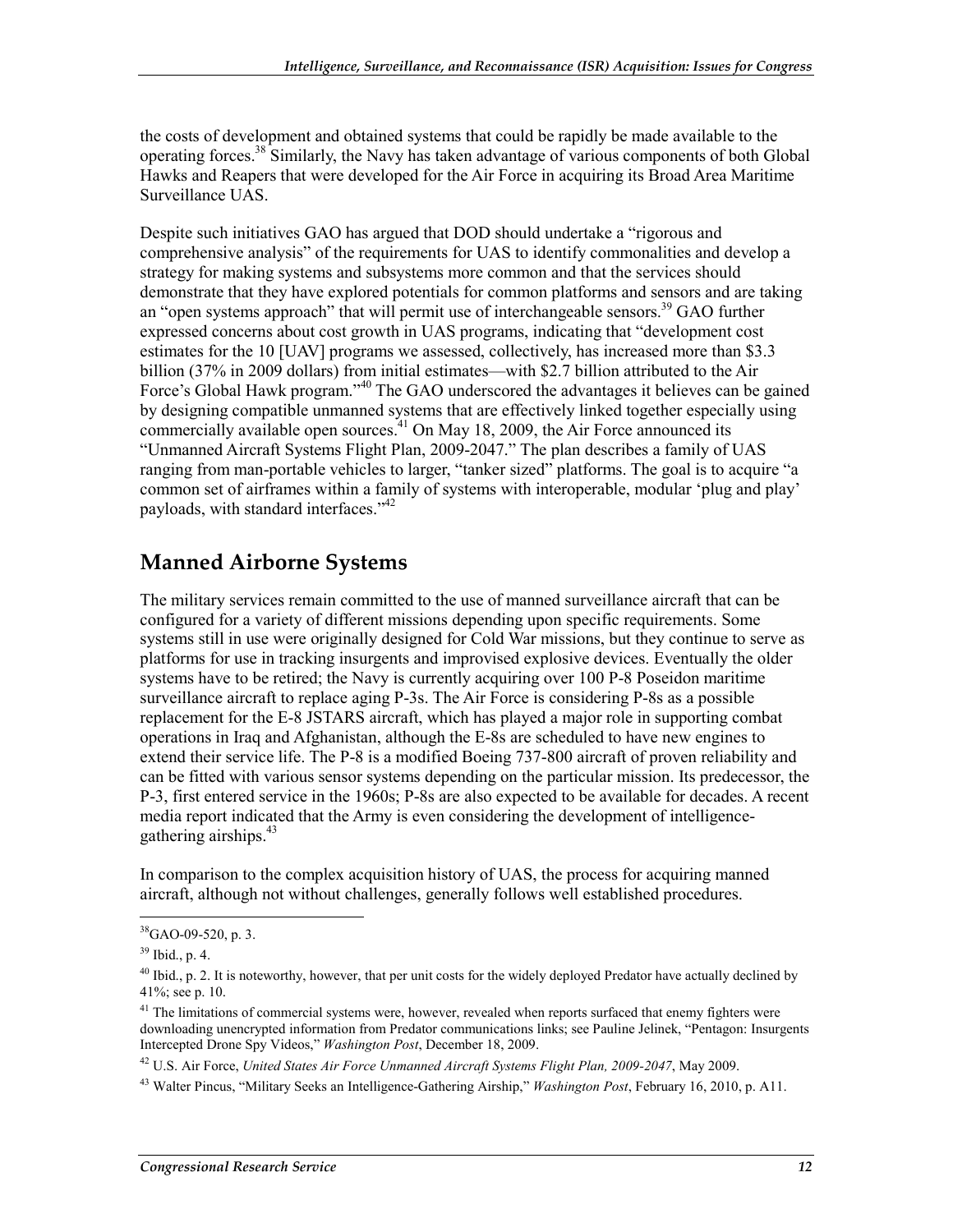the costs of development and obtained systems that could be rapidly be made available to the operating forces.[38] Similarly, the Navy has taken advantage of various components of both Global Hawks and Reapers that were developed for the Air Force in acquiring its Broad Area Maritime Surveillance UAS.

Despite such initiatives GAO has argued that DOD should undertake a "rigorous and comprehensive analysis" of the requirements for UAS to identify commonalities and develop a strategy for making systems and subsystems more common and that the services should demonstrate that they have explored potentials for common platforms and sensors and are taking an "open systems approach" that will permit use of interchangeable sensors.[39] GAO further expressed concerns about cost growth in UAS programs, indicating that "development cost estimates for the 10 [UAV] programs we assessed, collectively, has increased more than $3.3 billion (37% in 2009 dollars) from initial estimates—with $2.7 billion attributed to the Air Force's Global Hawk program."[40] The GAO underscored the advantages it believes can be gained by designing compatible unmanned systems that are effectively linked together especially using commercially available open sources.[41] On May 18, 2009, the Air Force announced its "Unmanned Aircraft Systems Flight Plan, 2009-2047." The plan describes a family of UAS ranging from man-portable vehicles to larger, "tanker sized" platforms. The goal is to acquire "a common set of airframes within a family of systems with interoperable, modular 'plug and play' payloads, with standard interfaces."[42]

## Manned Airborne Systems

The military services remain committed to the use of manned surveillance aircraft that can be configured for a variety of different missions depending upon specific requirements. Some systems still in use were originally designed for Cold War missions, but they continue to serve as platforms for use in tracking insurgents and improvised explosive devices. Eventually the older systems have to be retired; the Navy is currently acquiring over 100 P-8 Poseidon maritime surveillance aircraft to replace aging P-3s. The Air Force is considering P-8s as a possible replacement for the E-8 JSTARS aircraft, which has played a major role in supporting combat operations in Iraq and Afghanistan, although the E-8s are scheduled to have new engines to extend their service life. The P-8 is a modified Boeing 737-800 aircraft of proven reliability and can be fitted with various sensor systems depending on the particular mission. Its predecessor, the P-3, first entered service in the 1960s; P-8s are also expected to be available for decades. A recent media report indicated that the Army is even considering the development of intelligence-gathering airships.[43]

In comparison to the complex acquisition history of UAS, the process for acquiring manned aircraft, although not without challenges, generally follows well established procedures.

---

[38] GAO-09-520, p. 3.

[39] Ibid., p. 4.

[40] Ibid., p. 2. It is noteworthy, however, that per unit costs for the widely deployed Predator have actually declined by 41%; see p. 10.

[41] The limitations of commercial systems were, however, revealed when reports surfaced that enemy fighters were downloading unencrypted information from Predator communications links; see Pauline Jelinek, "Pentagon: Insurgents Intercepted Drone Spy Videos," *Washington Post*, December 18, 2009.

[42] U.S. Air Force, *United States Air Force Unmanned Aircraft Systems Flight Plan, 2009-2047*, May 2009.

[43] Walter Pincus, "Military Seeks an Intelligence-Gathering Airship," *Washington Post*, February 16, 2010, p. A11.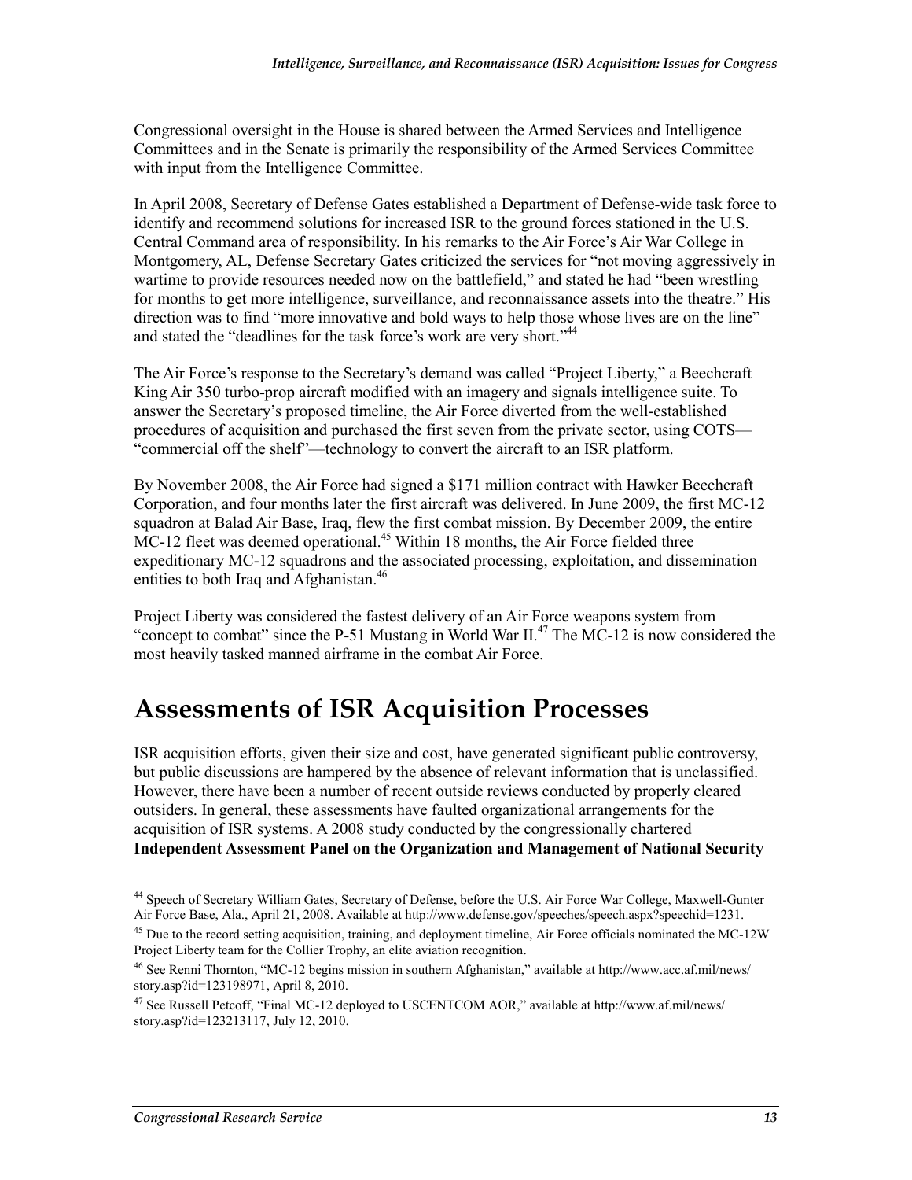Congressional oversight in the House is shared between the Armed Services and Intelligence Committees and in the Senate is primarily the responsibility of the Armed Services Committee with input from the Intelligence Committee.

In April 2008, Secretary of Defense Gates established a Department of Defense-wide task force to identify and recommend solutions for increased ISR to the ground forces stationed in the U.S. Central Command area of responsibility. In his remarks to the Air Force's Air War College in Montgomery, AL, Defense Secretary Gates criticized the services for "not moving aggressively in wartime to provide resources needed now on the battlefield," and stated he had "been wrestling for months to get more intelligence, surveillance, and reconnaissance assets into the theatre." His direction was to find "more innovative and bold ways to help those whose lives are on the line" and stated the "deadlines for the task force's work are very short."[44]

The Air Force's response to the Secretary's demand was called "Project Liberty," a Beechcraft King Air 350 turbo-prop aircraft modified with an imagery and signals intelligence suite. To answer the Secretary's proposed timeline, the Air Force diverted from the well-established procedures of acquisition and purchased the first seven from the private sector, using COTS—"commercial off the shelf"—technology to convert the aircraft to an ISR platform.

By November 2008, the Air Force had signed a $171 million contract with Hawker Beechcraft Corporation, and four months later the first aircraft was delivered. In June 2009, the first MC-12 squadron at Balad Air Base, Iraq, flew the first combat mission. By December 2009, the entire MC-12 fleet was deemed operational.[45] Within 18 months, the Air Force fielded three expeditionary MC-12 squadrons and the associated processing, exploitation, and dissemination entities to both Iraq and Afghanistan.[46]

Project Liberty was considered the fastest delivery of an Air Force weapons system from "concept to combat" since the P-51 Mustang in World War II.[47] The MC-12 is now considered the most heavily tasked manned airframe in the combat Air Force.

# Assessments of ISR Acquisition Processes

ISR acquisition efforts, given their size and cost, have generated significant public controversy, but public discussions are hampered by the absence of relevant information that is unclassified. However, there have been a number of recent outside reviews conducted by properly cleared outsiders. In general, these assessments have faulted organizational arrangements for the acquisition of ISR systems. A 2008 study conducted by the congressionally chartered **Independent Assessment Panel on the Organization and Management of National Security**

---

[44] Speech of Secretary William Gates, Secretary of Defense, before the U.S. Air Force War College, Maxwell-Gunter Air Force Base, Ala., April 21, 2008. Available at http://www.defense.gov/speeches/speech.aspx?speechid=1231.

[45] Due to the record setting acquisition, training, and deployment timeline, Air Force officials nominated the MC-12W Project Liberty team for the Collier Trophy, an elite aviation recognition.

[46] See Renni Thornton, "MC-12 begins mission in southern Afghanistan," available at http://www.acc.af.mil/news/story.asp?id=123198971, April 8, 2010.

[47] See Russell Petcoff, "Final MC-12 deployed to USCENTCOM AOR," available at http://www.af.mil/news/story.asp?id=123213117, July 12, 2010.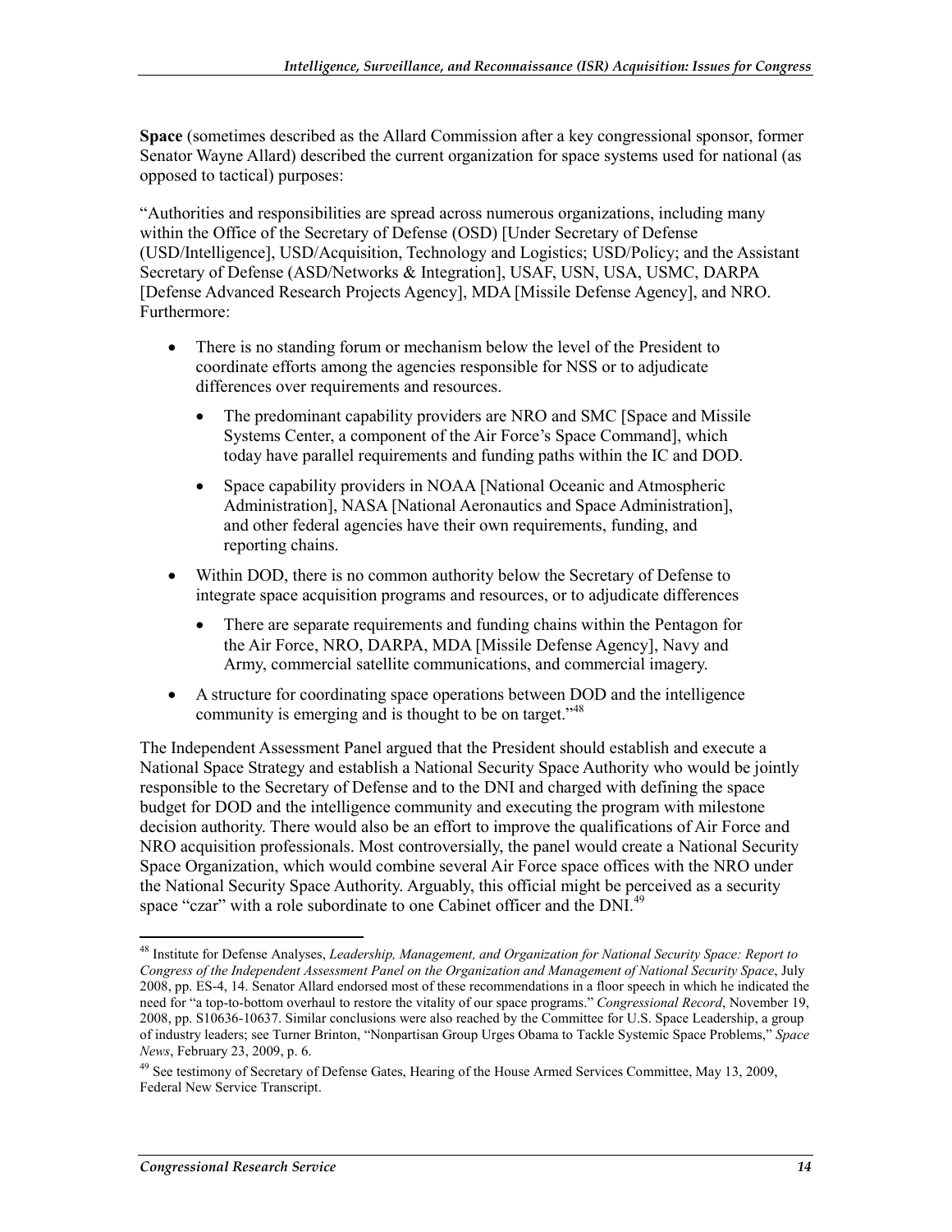**Space** (sometimes described as the Allard Commission after a key congressional sponsor, former Senator Wayne Allard) described the current organization for space systems used for national (as opposed to tactical) purposes:

"Authorities and responsibilities are spread across numerous organizations, including many within the Office of the Secretary of Defense (OSD) [Under Secretary of Defense (USD/Intelligence], USD/Acquisition, Technology and Logistics; USD/Policy; and the Assistant Secretary of Defense (ASD/Networks & Integration], USAF, USN, USA, USMC, DARPA [Defense Advanced Research Projects Agency], MDA [Missile Defense Agency], and NRO. Furthermore:

- There is no standing forum or mechanism below the level of the President to coordinate efforts among the agencies responsible for NSS or to adjudicate differences over requirements and resources.
    - The predominant capability providers are NRO and SMC [Space and Missile Systems Center, a component of the Air Force's Space Command], which today have parallel requirements and funding paths within the IC and DOD.
    - Space capability providers in NOAA [National Oceanic and Atmospheric Administration], NASA [National Aeronautics and Space Administration], and other federal agencies have their own requirements, funding, and reporting chains.
- Within DOD, there is no common authority below the Secretary of Defense to integrate space acquisition programs and resources, or to adjudicate differences
    - There are separate requirements and funding chains within the Pentagon for the Air Force, NRO, DARPA, MDA [Missile Defense Agency], Navy and Army, commercial satellite communications, and commercial imagery.
- A structure for coordinating space operations between DOD and the intelligence community is emerging and is thought to be on target."[48]

The Independent Assessment Panel argued that the President should establish and execute a National Space Strategy and establish a National Security Space Authority who would be jointly responsible to the Secretary of Defense and to the DNI and charged with defining the space budget for DOD and the intelligence community and executing the program with milestone decision authority. There would also be an effort to improve the qualifications of Air Force and NRO acquisition professionals. Most controversially, the panel would create a National Security Space Organization, which would combine several Air Force space offices with the NRO under the National Security Space Authority. Arguably, this official might be perceived as a security space "czar" with a role subordinate to one Cabinet officer and the DNI.[49]

---

[48] Institute for Defense Analyses, *Leadership, Management, and Organization for National Security Space: Report to Congress of the Independent Assessment Panel on the Organization and Management of National Security Space*, July 2008, pp. ES-4, 14. Senator Allard endorsed most of these recommendations in a floor speech in which he indicated the need for "a top-to-bottom overhaul to restore the vitality of our space programs." *Congressional Record*, November 19, 2008, pp. S10636-10637. Similar conclusions were also reached by the Committee for U.S. Space Leadership, a group of industry leaders; see Turner Brinton, "Nonpartisan Group Urges Obama to Tackle Systemic Space Problems," *Space News*, February 23, 2009, p. 6.

[49] See testimony of Secretary of Defense Gates, Hearing of the House Armed Services Committee, May 13, 2009, Federal New Service Transcript.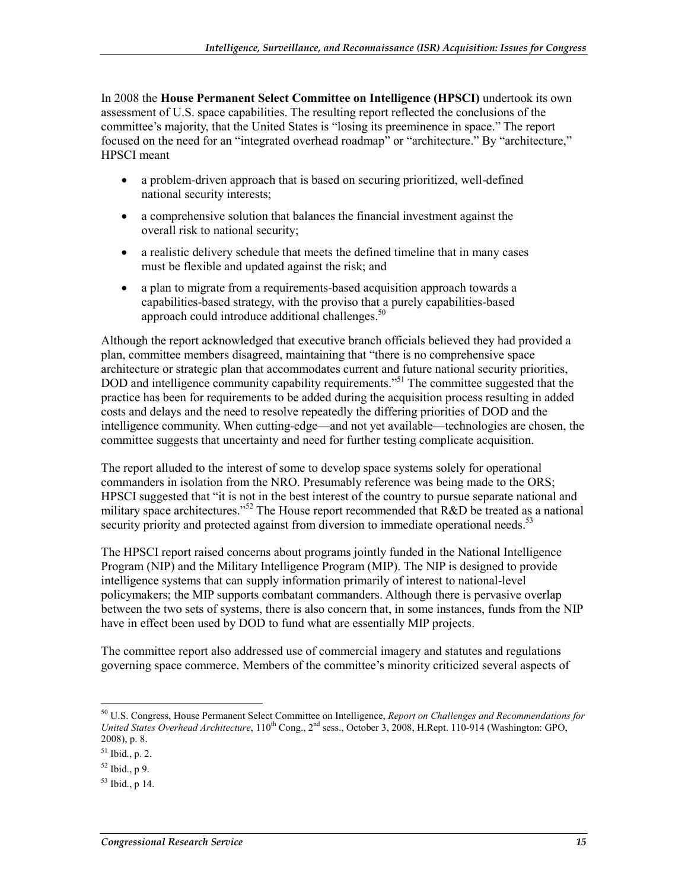In 2008 the **House Permanent Select Committee on Intelligence (HPSCI)** undertook its own assessment of U.S. space capabilities. The resulting report reflected the conclusions of the committee's majority, that the United States is "losing its preeminence in space." The report focused on the need for an "integrated overhead roadmap" or "architecture." By "architecture," HPSCI meant

- a problem-driven approach that is based on securing prioritized, well-defined national security interests;
- a comprehensive solution that balances the financial investment against the overall risk to national security;
- a realistic delivery schedule that meets the defined timeline that in many cases must be flexible and updated against the risk; and
- a plan to migrate from a requirements-based acquisition approach towards a capabilities-based strategy, with the proviso that a purely capabilities-based approach could introduce additional challenges.[50]

Although the report acknowledged that executive branch officials believed they had provided a plan, committee members disagreed, maintaining that "there is no comprehensive space architecture or strategic plan that accommodates current and future national security priorities, DOD and intelligence community capability requirements."[51] The committee suggested that the practice has been for requirements to be added during the acquisition process resulting in added costs and delays and the need to resolve repeatedly the differing priorities of DOD and the intelligence community. When cutting-edge—and not yet available—technologies are chosen, the committee suggests that uncertainty and need for further testing complicate acquisition.

The report alluded to the interest of some to develop space systems solely for operational commanders in isolation from the NRO. Presumably reference was being made to the ORS; HPSCI suggested that "it is not in the best interest of the country to pursue separate national and military space architectures."[52] The House report recommended that R&D be treated as a national security priority and protected against from diversion to immediate operational needs.[53]

The HPSCI report raised concerns about programs jointly funded in the National Intelligence Program (NIP) and the Military Intelligence Program (MIP). The NIP is designed to provide intelligence systems that can supply information primarily of interest to national-level policymakers; the MIP supports combatant commanders. Although there is pervasive overlap between the two sets of systems, there is also concern that, in some instances, funds from the NIP have in effect been used by DOD to fund what are essentially MIP projects.

The committee report also addressed use of commercial imagery and statutes and regulations governing space commerce. Members of the committee's minority criticized several aspects of

---

[50] U.S. Congress, House Permanent Select Committee on Intelligence, *Report on Challenges and Recommendations for United States Overhead Architecture*, 110th Cong., 2nd sess., October 3, 2008, H.Rept. 110-914 (Washington: GPO, 2008), p. 8.

[51] Ibid., p. 2.

[52] Ibid., p 9.

[53] Ibid., p 14.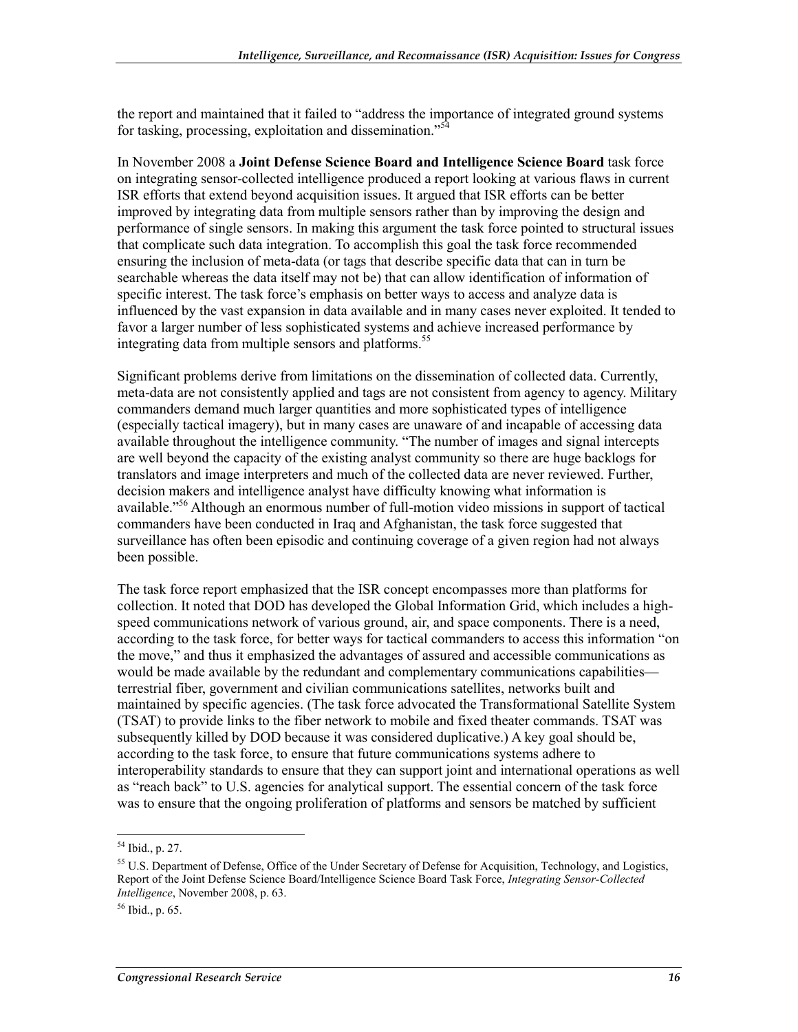the report and maintained that it failed to "address the importance of integrated ground systems for tasking, processing, exploitation and dissemination."[54]

In November 2008 a **Joint Defense Science Board and Intelligence Science Board** task force on integrating sensor-collected intelligence produced a report looking at various flaws in current ISR efforts that extend beyond acquisition issues. It argued that ISR efforts can be better improved by integrating data from multiple sensors rather than by improving the design and performance of single sensors. In making this argument the task force pointed to structural issues that complicate such data integration. To accomplish this goal the task force recommended ensuring the inclusion of meta-data (or tags that describe specific data that can in turn be searchable whereas the data itself may not be) that can allow identification of information of specific interest. The task force's emphasis on better ways to access and analyze data is influenced by the vast expansion in data available and in many cases never exploited. It tended to favor a larger number of less sophisticated systems and achieve increased performance by integrating data from multiple sensors and platforms.[55]

Significant problems derive from limitations on the dissemination of collected data. Currently, meta-data are not consistently applied and tags are not consistent from agency to agency. Military commanders demand much larger quantities and more sophisticated types of intelligence (especially tactical imagery), but in many cases are unaware of and incapable of accessing data available throughout the intelligence community. "The number of images and signal intercepts are well beyond the capacity of the existing analyst community so there are huge backlogs for translators and image interpreters and much of the collected data are never reviewed. Further, decision makers and intelligence analyst have difficulty knowing what information is available."[56] Although an enormous number of full-motion video missions in support of tactical commanders have been conducted in Iraq and Afghanistan, the task force suggested that surveillance has often been episodic and continuing coverage of a given region had not always been possible.

The task force report emphasized that the ISR concept encompasses more than platforms for collection. It noted that DOD has developed the Global Information Grid, which includes a high-speed communications network of various ground, air, and space components. There is a need, according to the task force, for better ways for tactical commanders to access this information "on the move," and thus it emphasized the advantages of assured and accessible communications as would be made available by the redundant and complementary communications capabilities—terrestrial fiber, government and civilian communications satellites, networks built and maintained by specific agencies. (The task force advocated the Transformational Satellite System (TSAT) to provide links to the fiber network to mobile and fixed theater commands. TSAT was subsequently killed by DOD because it was considered duplicative.) A key goal should be, according to the task force, to ensure that future communications systems adhere to interoperability standards to ensure that they can support joint and international operations as well as "reach back" to U.S. agencies for analytical support. The essential concern of the task force was to ensure that the ongoing proliferation of platforms and sensors be matched by sufficient

---

[54] Ibid., p. 27.

[55] U.S. Department of Defense, Office of the Under Secretary of Defense for Acquisition, Technology, and Logistics, Report of the Joint Defense Science Board/Intelligence Science Board Task Force, *Integrating Sensor-Collected Intelligence*, November 2008, p. 63.

[56] Ibid., p. 65.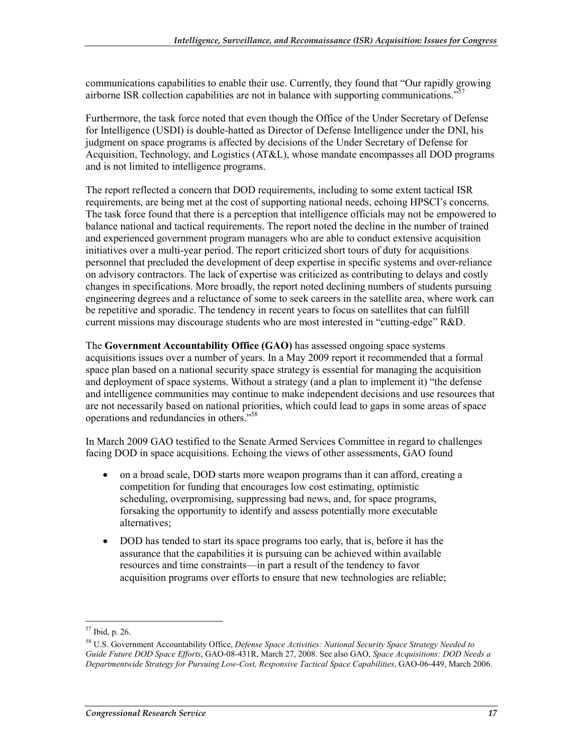communications capabilities to enable their use. Currently, they found that "Our rapidly growing airborne ISR collection capabilities are not in balance with supporting communications."[57]

Furthermore, the task force noted that even though the Office of the Under Secretary of Defense for Intelligence (USDI) is double-hatted as Director of Defense Intelligence under the DNI, his judgment on space programs is affected by decisions of the Under Secretary of Defense for Acquisition, Technology, and Logistics (AT&L), whose mandate encompasses all DOD programs and is not limited to intelligence programs.

The report reflected a concern that DOD requirements, including to some extent tactical ISR requirements, are being met at the cost of supporting national needs, echoing HPSCI's concerns. The task force found that there is a perception that intelligence officials may not be empowered to balance national and tactical requirements. The report noted the decline in the number of trained and experienced government program managers who are able to conduct extensive acquisition initiatives over a multi-year period. The report criticized short tours of duty for acquisitions personnel that precluded the development of deep expertise in specific systems and over-reliance on advisory contractors. The lack of expertise was criticized as contributing to delays and costly changes in specifications. More broadly, the report noted declining numbers of students pursuing engineering degrees and a reluctance of some to seek careers in the satellite area, where work can be repetitive and sporadic. The tendency in recent years to focus on satellites that can fulfill current missions may discourage students who are most interested in "cutting-edge" R&D.

The **Government Accountability Office (GAO)** has assessed ongoing space systems acquisitions issues over a number of years. In a May 2009 report it recommended that a formal space plan based on a national security space strategy is essential for managing the acquisition and deployment of space systems. Without a strategy (and a plan to implement it) "the defense and intelligence communities may continue to make independent decisions and use resources that are not necessarily based on national priorities, which could lead to gaps in some areas of space operations and redundancies in others."[58]

In March 2009 GAO testified to the Senate Armed Services Committee in regard to challenges facing DOD in space acquisitions. Echoing the views of other assessments, GAO found

- on a broad scale, DOD starts more weapon programs than it can afford, creating a competition for funding that encourages low cost estimating, optimistic scheduling, overpromising, suppressing bad news, and, for space programs, forsaking the opportunity to identify and assess potentially more executable alternatives;
- DOD has tended to start its space programs too early, that is, before it has the assurance that the capabilities it is pursuing can be achieved within available resources and time constraints—in part a result of the tendency to favor acquisition programs over efforts to ensure that new technologies are reliable;

---

[57] Ibid, p. 26.

[58] U.S. Government Accountability Office, *Defense Space Activities: National Security Space Strategy Needed to Guide Future DOD Space Efforts*, GAO-08-431R, March 27, 2008. See also GAO, *Space Acquisitions: DOD Needs a Departmentwide Strategy for Pursuing Low-Cost, Responsive Tactical Space Capabilities*, GAO-06-449, March 2006.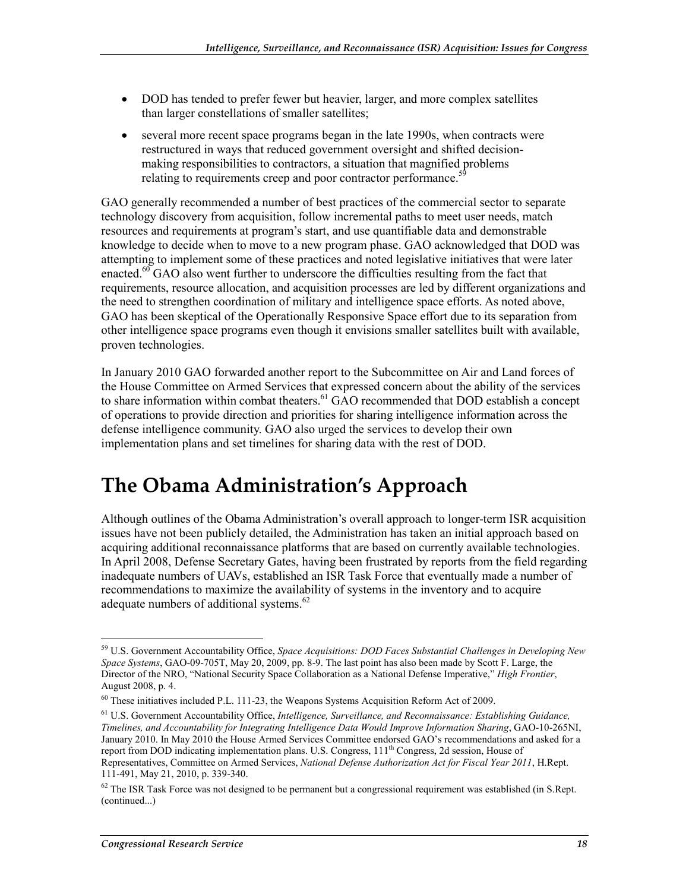- DOD has tended to prefer fewer but heavier, larger, and more complex satellites than larger constellations of smaller satellites;
- several more recent space programs began in the late 1990s, when contracts were restructured in ways that reduced government oversight and shifted decision-making responsibilities to contractors, a situation that magnified problems relating to requirements creep and poor contractor performance.[59]

GAO generally recommended a number of best practices of the commercial sector to separate technology discovery from acquisition, follow incremental paths to meet user needs, match resources and requirements at program's start, and use quantifiable data and demonstrable knowledge to decide when to move to a new program phase. GAO acknowledged that DOD was attempting to implement some of these practices and noted legislative initiatives that were later enacted.[60] GAO also went further to underscore the difficulties resulting from the fact that requirements, resource allocation, and acquisition processes are led by different organizations and the need to strengthen coordination of military and intelligence space efforts. As noted above, GAO has been skeptical of the Operationally Responsive Space effort due to its separation from other intelligence space programs even though it envisions smaller satellites built with available, proven technologies.

In January 2010 GAO forwarded another report to the Subcommittee on Air and Land forces of the House Committee on Armed Services that expressed concern about the ability of the services to share information within combat theaters.[61] GAO recommended that DOD establish a concept of operations to provide direction and priorities for sharing intelligence information across the defense intelligence community. GAO also urged the services to develop their own implementation plans and set timelines for sharing data with the rest of DOD.

# The Obama Administration's Approach

Although outlines of the Obama Administration's overall approach to longer-term ISR acquisition issues have not been publicly detailed, the Administration has taken an initial approach based on acquiring additional reconnaissance platforms that are based on currently available technologies. In April 2008, Defense Secretary Gates, having been frustrated by reports from the field regarding inadequate numbers of UAVs, established an ISR Task Force that eventually made a number of recommendations to maximize the availability of systems in the inventory and to acquire adequate numbers of additional systems.[62]

---

[59] U.S. Government Accountability Office, *Space Acquisitions: DOD Faces Substantial Challenges in Developing New Space Systems*, GAO-09-705T, May 20, 2009, pp. 8-9. The last point has also been made by Scott F. Large, the Director of the NRO, "National Security Space Collaboration as a National Defense Imperative," *High Frontier*, August 2008, p. 4.

[60] These initiatives included P.L. 111-23, the Weapons Systems Acquisition Reform Act of 2009.

[61] U.S. Government Accountability Office, *Intelligence, Surveillance, and Reconnaissance: Establishing Guidance, Timelines, and Accountability for Integrating Intelligence Data Would Improve Information Sharing*, GAO-10-265NI, January 2010. In May 2010 the House Armed Services Committee endorsed GAO's recommendations and asked for a report from DOD indicating implementation plans. U.S. Congress, 111th Congress, 2d session, House of Representatives, Committee on Armed Services, *National Defense Authorization Act for Fiscal Year 2011*, H.Rept. 111-491, May 21, 2010, p. 339-340.

[62] The ISR Task Force was not designed to be permanent but a congressional requirement was established (in S.Rept. (continued...)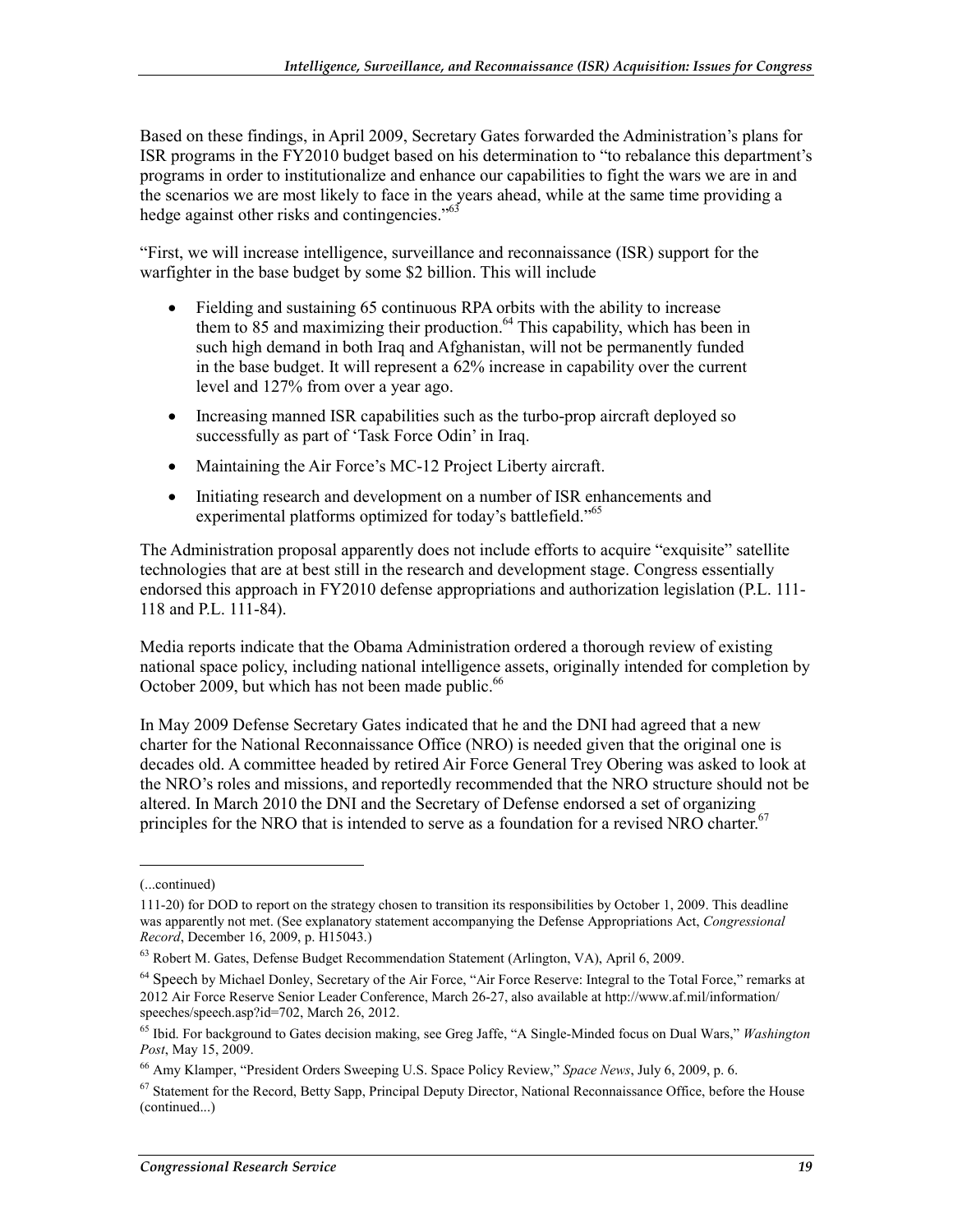Based on these findings, in April 2009, Secretary Gates forwarded the Administration's plans for ISR programs in the FY2010 budget based on his determination to "to rebalance this department's programs in order to institutionalize and enhance our capabilities to fight the wars we are in and the scenarios we are most likely to face in the years ahead, while at the same time providing a hedge against other risks and contingencies."[63]

"First, we will increase intelligence, surveillance and reconnaissance (ISR) support for the warfighter in the base budget by some $2 billion. This will include

- Fielding and sustaining 65 continuous RPA orbits with the ability to increase them to 85 and maximizing their production.[64] This capability, which has been in such high demand in both Iraq and Afghanistan, will not be permanently funded in the base budget. It will represent a 62% increase in capability over the current level and 127% from over a year ago.
- Increasing manned ISR capabilities such as the turbo-prop aircraft deployed so successfully as part of 'Task Force Odin' in Iraq.
- Maintaining the Air Force's MC-12 Project Liberty aircraft.
- Initiating research and development on a number of ISR enhancements and experimental platforms optimized for today's battlefield."[65]

The Administration proposal apparently does not include efforts to acquire "exquisite" satellite technologies that are at best still in the research and development stage. Congress essentially endorsed this approach in FY2010 defense appropriations and authorization legislation (P.L. 111-118 and P.L. 111-84).

Media reports indicate that the Obama Administration ordered a thorough review of existing national space policy, including national intelligence assets, originally intended for completion by October 2009, but which has not been made public.[66]

In May 2009 Defense Secretary Gates indicated that he and the DNI had agreed that a new charter for the National Reconnaissance Office (NRO) is needed given that the original one is decades old. A committee headed by retired Air Force General Trey Obering was asked to look at the NRO's roles and missions, and reportedly recommended that the NRO structure should not be altered. In March 2010 the DNI and the Secretary of Defense endorsed a set of organizing principles for the NRO that is intended to serve as a foundation for a revised NRO charter.[67]

---

(...continued)

111-20) for DOD to report on the strategy chosen to transition its responsibilities by October 1, 2009. This deadline was apparently not met. (See explanatory statement accompanying the Defense Appropriations Act, *Congressional Record*, December 16, 2009, p. H15043.)

[63] Robert M. Gates, Defense Budget Recommendation Statement (Arlington, VA), April 6, 2009.

[64] Speech by Michael Donley, Secretary of the Air Force, "Air Force Reserve: Integral to the Total Force," remarks at 2012 Air Force Reserve Senior Leader Conference, March 26-27, also available at http://www.af.mil/information/speeches/speech.asp?id=702, March 26, 2012.

[65] Ibid. For background to Gates decision making, see Greg Jaffe, "A Single-Minded focus on Dual Wars," *Washington Post*, May 15, 2009.

[66] Amy Klamper, "President Orders Sweeping U.S. Space Policy Review," *Space News*, July 6, 2009, p. 6.

[67] Statement for the Record, Betty Sapp, Principal Deputy Director, National Reconnaissance Office, before the House (continued...)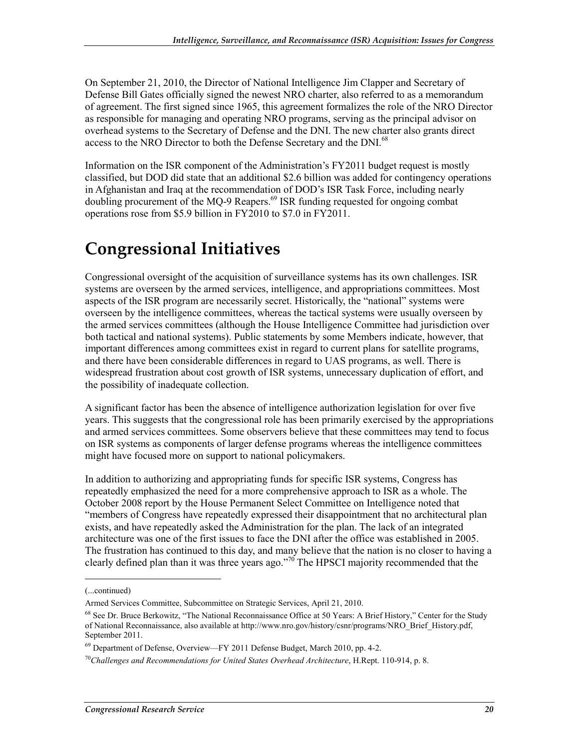On September 21, 2010, the Director of National Intelligence Jim Clapper and Secretary of Defense Bill Gates officially signed the newest NRO charter, also referred to as a memorandum of agreement. The first signed since 1965, this agreement formalizes the role of the NRO Director as responsible for managing and operating NRO programs, serving as the principal advisor on overhead systems to the Secretary of Defense and the DNI. The new charter also grants direct access to the NRO Director to both the Defense Secretary and the DNI.[68]

Information on the ISR component of the Administration's FY2011 budget request is mostly classified, but DOD did state that an additional $2.6 billion was added for contingency operations in Afghanistan and Iraq at the recommendation of DOD's ISR Task Force, including nearly doubling procurement of the MQ-9 Reapers.[69] ISR funding requested for ongoing combat operations rose from $5.9 billion in FY2010 to $7.0 in FY2011.

# Congressional Initiatives

Congressional oversight of the acquisition of surveillance systems has its own challenges. ISR systems are overseen by the armed services, intelligence, and appropriations committees. Most aspects of the ISR program are necessarily secret. Historically, the "national" systems were overseen by the intelligence committees, whereas the tactical systems were usually overseen by the armed services committees (although the House Intelligence Committee had jurisdiction over both tactical and national systems). Public statements by some Members indicate, however, that important differences among committees exist in regard to current plans for satellite programs, and there have been considerable differences in regard to UAS programs, as well. There is widespread frustration about cost growth of ISR systems, unnecessary duplication of effort, and the possibility of inadequate collection.

A significant factor has been the absence of intelligence authorization legislation for over five years. This suggests that the congressional role has been primarily exercised by the appropriations and armed services committees. Some observers believe that these committees may tend to focus on ISR systems as components of larger defense programs whereas the intelligence committees might have focused more on support to national policymakers.

In addition to authorizing and appropriating funds for specific ISR systems, Congress has repeatedly emphasized the need for a more comprehensive approach to ISR as a whole. The October 2008 report by the House Permanent Select Committee on Intelligence noted that "members of Congress have repeatedly expressed their disappointment that no architectural plan exists, and have repeatedly asked the Administration for the plan. The lack of an integrated architecture was one of the first issues to face the DNI after the office was established in 2005. The frustration has continued to this day, and many believe that the nation is no closer to having a clearly defined plan than it was three years ago."[70] The HPSCI majority recommended that the

(...continued)

Armed Services Committee, Subcommittee on Strategic Services, April 21, 2010.

[68] See Dr. Bruce Berkowitz, "The National Reconnaissance Office at 50 Years: A Brief History," Center for the Study of National Reconnaissance, also available at http://www.nro.gov/history/csnr/programs/NRO_Brief_History.pdf, September 2011.

[69] Department of Defense, Overview—FY 2011 Defense Budget, March 2010, pp. 4-2.

[70] *Challenges and Recommendations for United States Overhead Architecture*, H.Rept. 110-914, p. 8.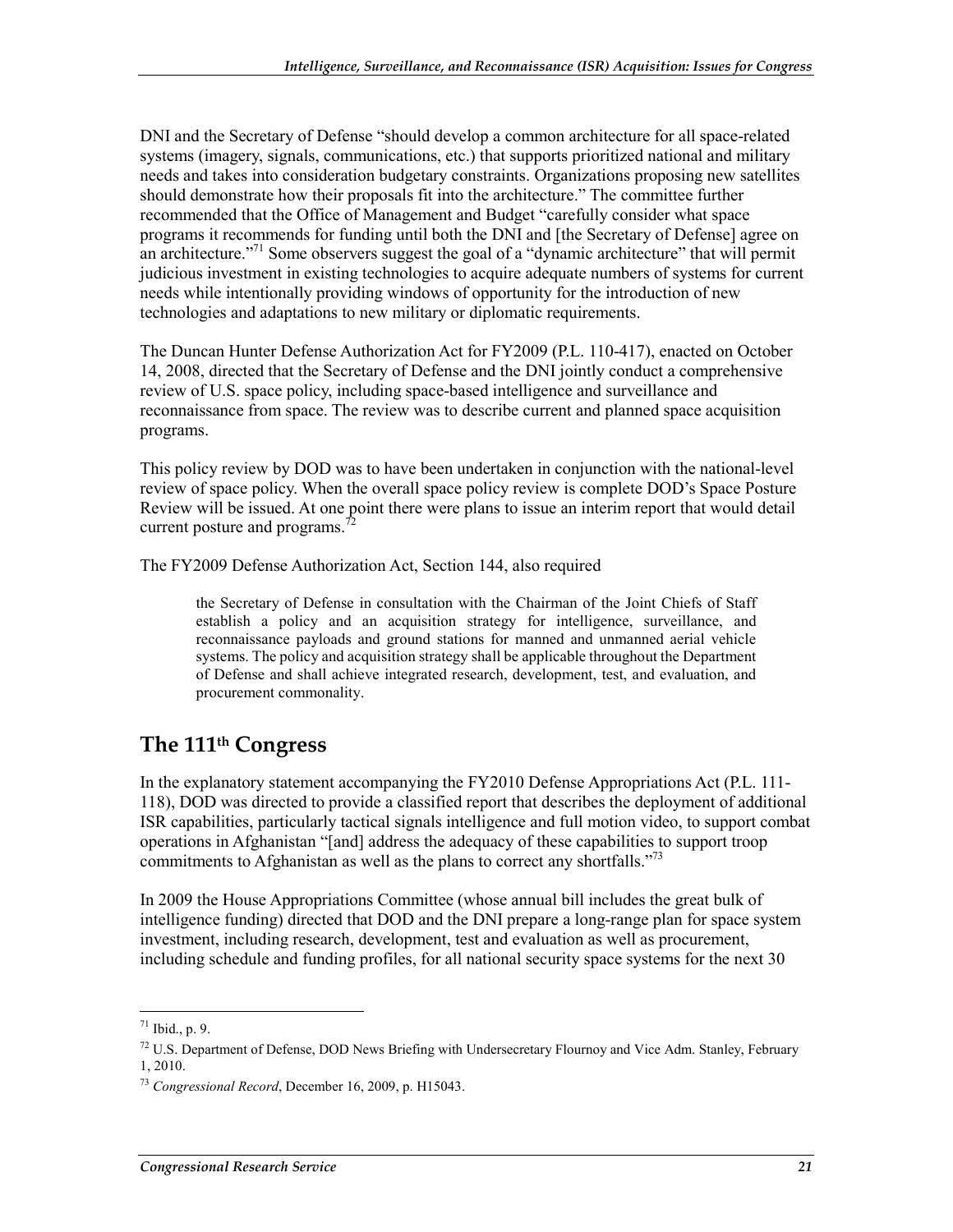DNI and the Secretary of Defense "should develop a common architecture for all space-related systems (imagery, signals, communications, etc.) that supports prioritized national and military needs and takes into consideration budgetary constraints. Organizations proposing new satellites should demonstrate how their proposals fit into the architecture." The committee further recommended that the Office of Management and Budget "carefully consider what space programs it recommends for funding until both the DNI and [the Secretary of Defense] agree on an architecture."[71] Some observers suggest the goal of a "dynamic architecture" that will permit judicious investment in existing technologies to acquire adequate numbers of systems for current needs while intentionally providing windows of opportunity for the introduction of new technologies and adaptations to new military or diplomatic requirements.

The Duncan Hunter Defense Authorization Act for FY2009 (P.L. 110-417), enacted on October 14, 2008, directed that the Secretary of Defense and the DNI jointly conduct a comprehensive review of U.S. space policy, including space-based intelligence and surveillance and reconnaissance from space. The review was to describe current and planned space acquisition programs.

This policy review by DOD was to have been undertaken in conjunction with the national-level review of space policy. When the overall space policy review is complete DOD's Space Posture Review will be issued. At one point there were plans to issue an interim report that would detail current posture and programs.[72]

The FY2009 Defense Authorization Act, Section 144, also required

> the Secretary of Defense in consultation with the Chairman of the Joint Chiefs of Staff establish a policy and an acquisition strategy for intelligence, surveillance, and reconnaissance payloads and ground stations for manned and unmanned aerial vehicle systems. The policy and acquisition strategy shall be applicable throughout the Department of Defense and shall achieve integrated research, development, test, and evaluation, and procurement commonality.

## The 111th Congress

In the explanatory statement accompanying the FY2010 Defense Appropriations Act (P.L. 111-118), DOD was directed to provide a classified report that describes the deployment of additional ISR capabilities, particularly tactical signals intelligence and full motion video, to support combat operations in Afghanistan "[and] address the adequacy of these capabilities to support troop commitments to Afghanistan as well as the plans to correct any shortfalls."[73]

In 2009 the House Appropriations Committee (whose annual bill includes the great bulk of intelligence funding) directed that DOD and the DNI prepare a long-range plan for space system investment, including research, development, test and evaluation as well as procurement, including schedule and funding profiles, for all national security space systems for the next 30

---

[71] Ibid., p. 9.

[72] U.S. Department of Defense, DOD News Briefing with Undersecretary Flournoy and Vice Adm. Stanley, February 1, 2010.

[73] *Congressional Record*, December 16, 2009, p. H15043.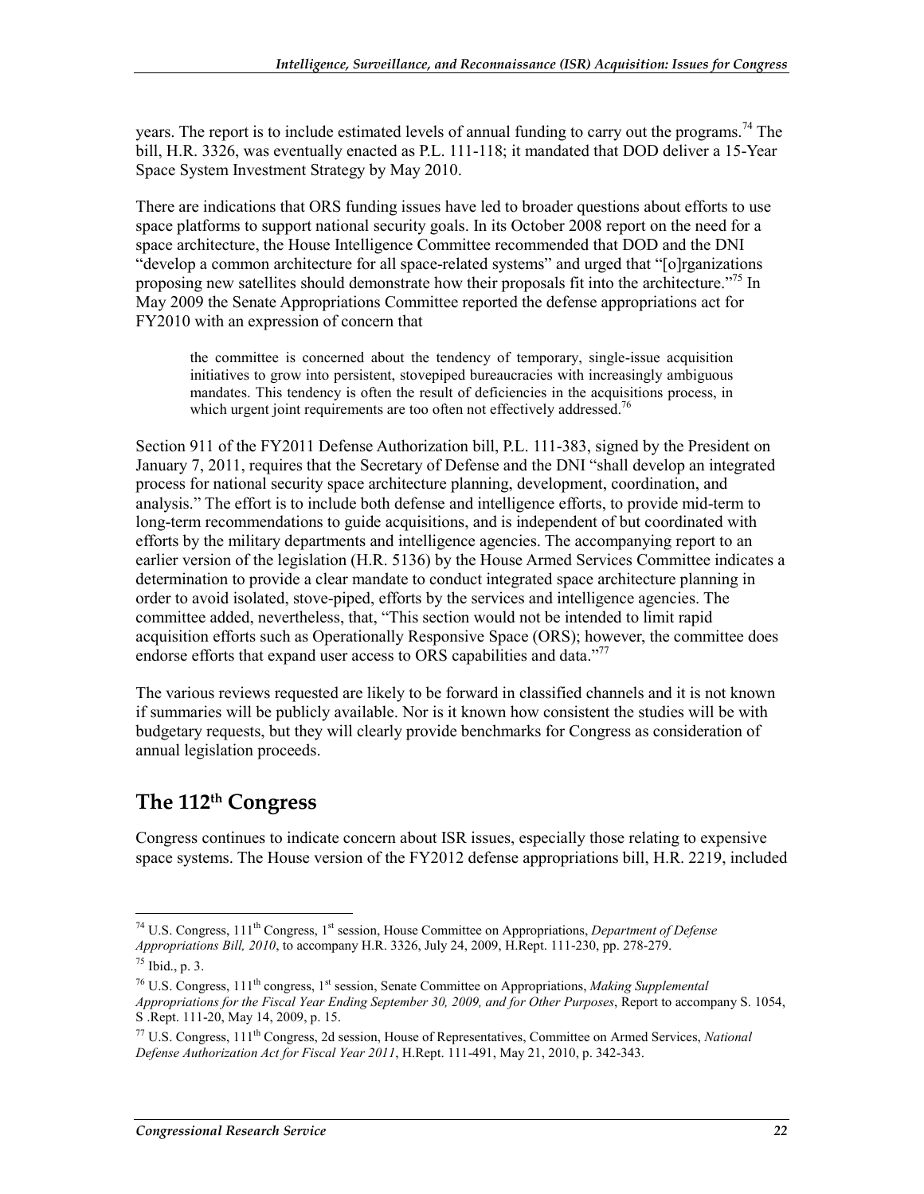years. The report is to include estimated levels of annual funding to carry out the programs.[74] The bill, H.R. 3326, was eventually enacted as P.L. 111-118; it mandated that DOD deliver a 15-Year Space System Investment Strategy by May 2010.

There are indications that ORS funding issues have led to broader questions about efforts to use space platforms to support national security goals. In its October 2008 report on the need for a space architecture, the House Intelligence Committee recommended that DOD and the DNI "develop a common architecture for all space-related systems" and urged that "[o]rganizations proposing new satellites should demonstrate how their proposals fit into the architecture."[75] In May 2009 the Senate Appropriations Committee reported the defense appropriations act for FY2010 with an expression of concern that

> the committee is concerned about the tendency of temporary, single-issue acquisition initiatives to grow into persistent, stovepiped bureaucracies with increasingly ambiguous mandates. This tendency is often the result of deficiencies in the acquisitions process, in which urgent joint requirements are too often not effectively addressed.[76]

Section 911 of the FY2011 Defense Authorization bill, P.L. 111-383, signed by the President on January 7, 2011, requires that the Secretary of Defense and the DNI "shall develop an integrated process for national security space architecture planning, development, coordination, and analysis." The effort is to include both defense and intelligence efforts, to provide mid-term to long-term recommendations to guide acquisitions, and is independent of but coordinated with efforts by the military departments and intelligence agencies. The accompanying report to an earlier version of the legislation (H.R. 5136) by the House Armed Services Committee indicates a determination to provide a clear mandate to conduct integrated space architecture planning in order to avoid isolated, stove-piped, efforts by the services and intelligence agencies. The committee added, nevertheless, that, "This section would not be intended to limit rapid acquisition efforts such as Operationally Responsive Space (ORS); however, the committee does endorse efforts that expand user access to ORS capabilities and data."[77]

The various reviews requested are likely to be forward in classified channels and it is not known if summaries will be publicly available. Nor is it known how consistent the studies will be with budgetary requests, but they will clearly provide benchmarks for Congress as consideration of annual legislation proceeds.

## The 112th Congress

Congress continues to indicate concern about ISR issues, especially those relating to expensive space systems. The House version of the FY2012 defense appropriations bill, H.R. 2219, included

---

[74] U.S. Congress, 111th Congress, 1st session, House Committee on Appropriations, *Department of Defense Appropriations Bill, 2010*, to accompany H.R. 3326, July 24, 2009, H.Rept. 111-230, pp. 278-279.

[75] Ibid., p. 3.

[76] U.S. Congress, 111th congress, 1st session, Senate Committee on Appropriations, *Making Supplemental Appropriations for the Fiscal Year Ending September 30, 2009, and for Other Purposes*, Report to accompany S. 1054, S .Rept. 111-20, May 14, 2009, p. 15.

[77] U.S. Congress, 111th Congress, 2d session, House of Representatives, Committee on Armed Services, *National Defense Authorization Act for Fiscal Year 2011*, H.Rept. 111-491, May 21, 2010, p. 342-343.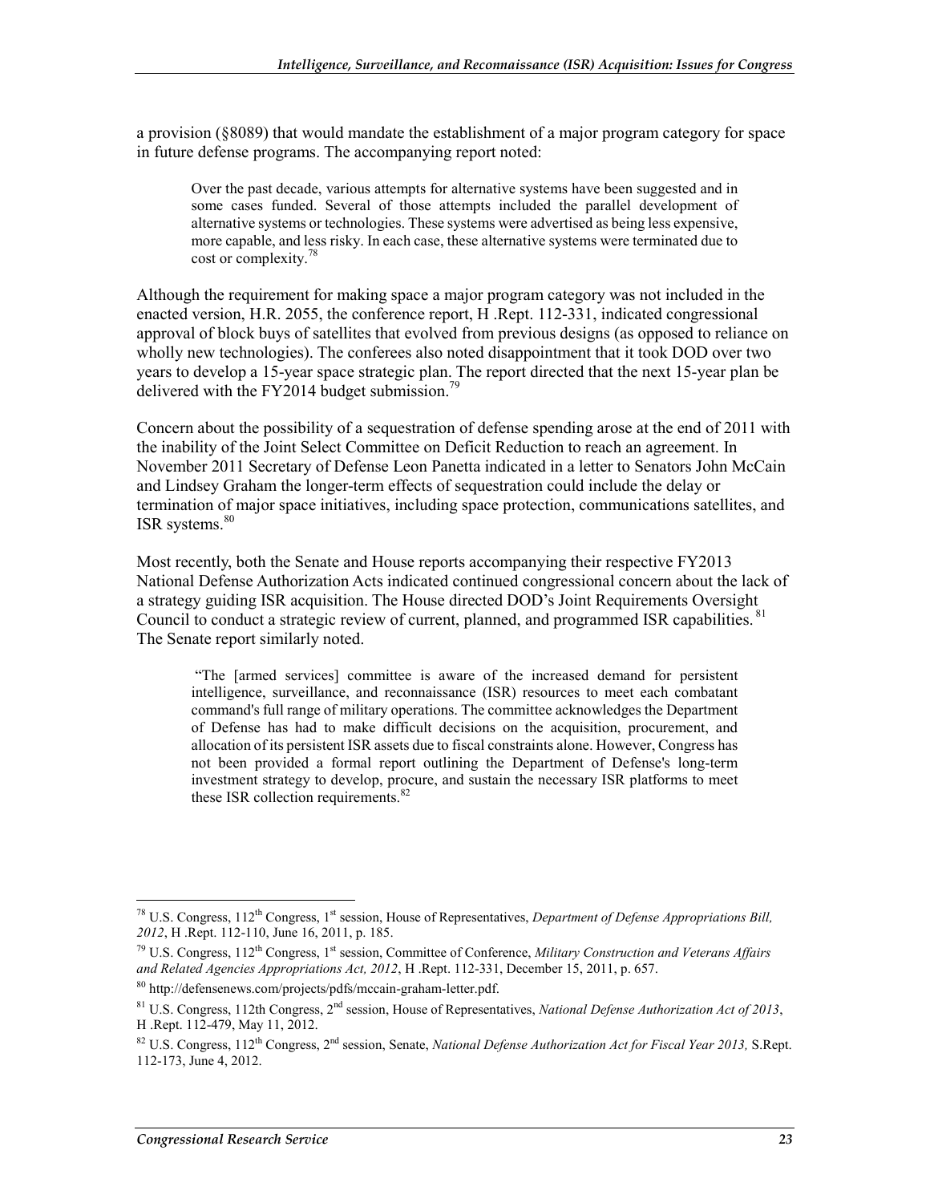a provision (§8089) that would mandate the establishment of a major program category for space in future defense programs. The accompanying report noted:

> Over the past decade, various attempts for alternative systems have been suggested and in some cases funded. Several of those attempts included the parallel development of alternative systems or technologies. These systems were advertised as being less expensive, more capable, and less risky. In each case, these alternative systems were terminated due to cost or complexity.[78]

Although the requirement for making space a major program category was not included in the enacted version, H.R. 2055, the conference report, H .Rept. 112-331, indicated congressional approval of block buys of satellites that evolved from previous designs (as opposed to reliance on wholly new technologies). The conferees also noted disappointment that it took DOD over two years to develop a 15-year space strategic plan. The report directed that the next 15-year plan be delivered with the FY2014 budget submission.[79]

Concern about the possibility of a sequestration of defense spending arose at the end of 2011 with the inability of the Joint Select Committee on Deficit Reduction to reach an agreement. In November 2011 Secretary of Defense Leon Panetta indicated in a letter to Senators John McCain and Lindsey Graham the longer-term effects of sequestration could include the delay or termination of major space initiatives, including space protection, communications satellites, and ISR systems.[80]

Most recently, both the Senate and House reports accompanying their respective FY2013 National Defense Authorization Acts indicated continued congressional concern about the lack of a strategy guiding ISR acquisition. The House directed DOD's Joint Requirements Oversight Council to conduct a strategic review of current, planned, and programmed ISR capabilities.[81] The Senate report similarly noted.

> "The [armed services] committee is aware of the increased demand for persistent intelligence, surveillance, and reconnaissance (ISR) resources to meet each combatant command's full range of military operations. The committee acknowledges the Department of Defense has had to make difficult decisions on the acquisition, procurement, and allocation of its persistent ISR assets due to fiscal constraints alone. However, Congress has not been provided a formal report outlining the Department of Defense's long-term investment strategy to develop, procure, and sustain the necessary ISR platforms to meet these ISR collection requirements.[82]

---

[78] U.S. Congress, 112th Congress, 1st session, House of Representatives, *Department of Defense Appropriations Bill, 2012*, H .Rept. 112-110, June 16, 2011, p. 185.

[79] U.S. Congress, 112th Congress, 1st session, Committee of Conference, *Military Construction and Veterans Affairs and Related Agencies Appropriations Act, 2012*, H .Rept. 112-331, December 15, 2011, p. 657.

[80] http://defensenews.com/projects/pdfs/mccain-graham-letter.pdf.

[81] U.S. Congress, 112th Congress, 2nd session, House of Representatives, *National Defense Authorization Act of 2013*, H .Rept. 112-479, May 11, 2012.

[82] U.S. Congress, 112th Congress, 2nd session, Senate, *National Defense Authorization Act for Fiscal Year 2013,* S.Rept. 112-173, June 4, 2012.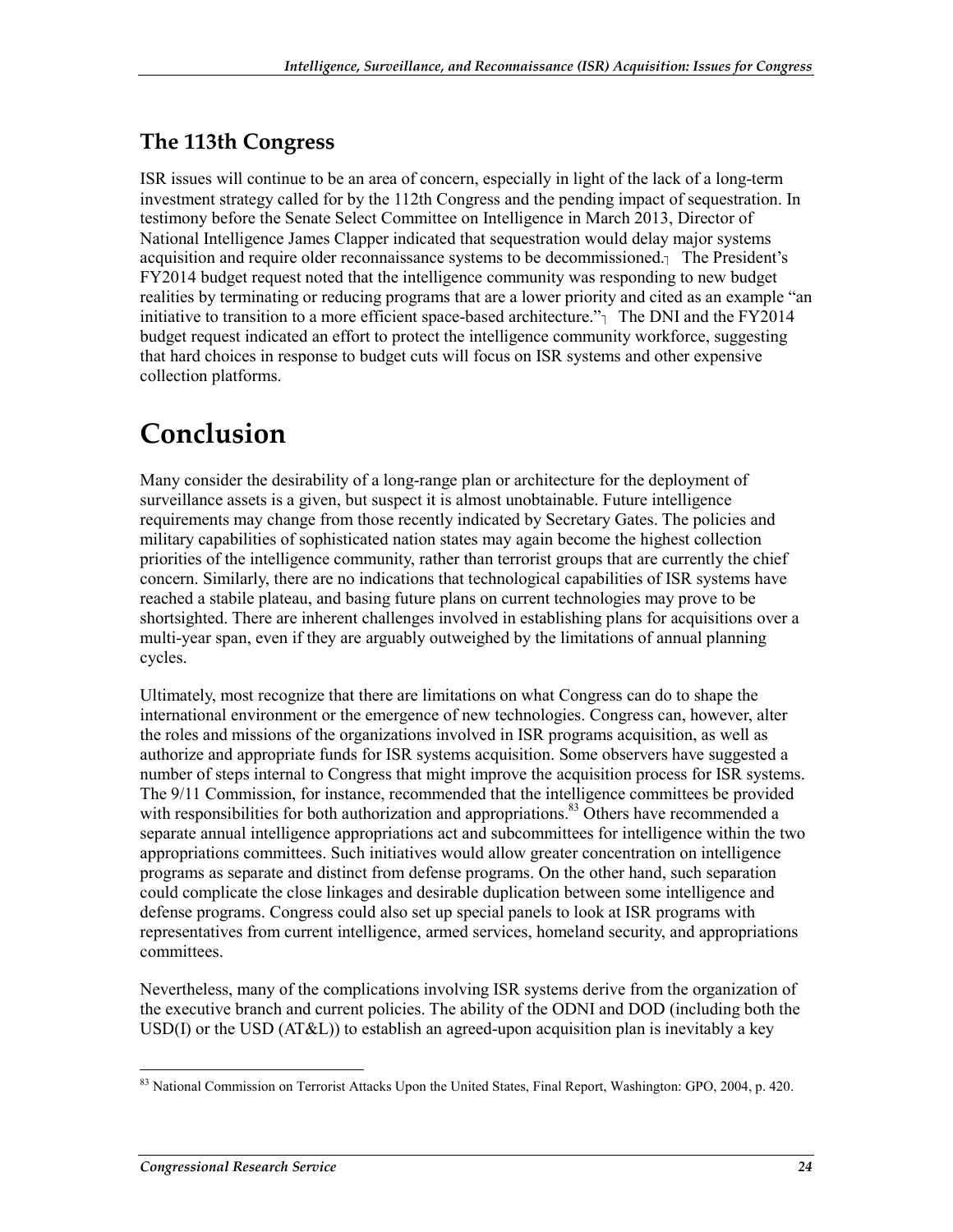## The 113th Congress

ISR issues will continue to be an area of concern, especially in light of the lack of a long-term investment strategy called for by the 112th Congress and the pending impact of sequestration. In testimony before the Senate Select Committee on Intelligence in March 2013, Director of National Intelligence James Clapper indicated that sequestration would delay major systems acquisition and require older reconnaissance systems to be decommissioned. The President's FY2014 budget request noted that the intelligence community was responding to new budget realities by terminating or reducing programs that are a lower priority and cited as an example "an initiative to transition to a more efficient space-based architecture." The DNI and the FY2014 budget request indicated an effort to protect the intelligence community workforce, suggesting that hard choices in response to budget cuts will focus on ISR systems and other expensive collection platforms.

# Conclusion

Many consider the desirability of a long-range plan or architecture for the deployment of surveillance assets is a given, but suspect it is almost unobtainable. Future intelligence requirements may change from those recently indicated by Secretary Gates. The policies and military capabilities of sophisticated nation states may again become the highest collection priorities of the intelligence community, rather than terrorist groups that are currently the chief concern. Similarly, there are no indications that technological capabilities of ISR systems have reached a stabile plateau, and basing future plans on current technologies may prove to be shortsighted. There are inherent challenges involved in establishing plans for acquisitions over a multi-year span, even if they are arguably outweighed by the limitations of annual planning cycles.

Ultimately, most recognize that there are limitations on what Congress can do to shape the international environment or the emergence of new technologies. Congress can, however, alter the roles and missions of the organizations involved in ISR programs acquisition, as well as authorize and appropriate funds for ISR systems acquisition. Some observers have suggested a number of steps internal to Congress that might improve the acquisition process for ISR systems. The 9/11 Commission, for instance, recommended that the intelligence committees be provided with responsibilities for both authorization and appropriations.[83] Others have recommended a separate annual intelligence appropriations act and subcommittees for intelligence within the two appropriations committees. Such initiatives would allow greater concentration on intelligence programs as separate and distinct from defense programs. On the other hand, such separation could complicate the close linkages and desirable duplication between some intelligence and defense programs. Congress could also set up special panels to look at ISR programs with representatives from current intelligence, armed services, homeland security, and appropriations committees.

Nevertheless, many of the complications involving ISR systems derive from the organization of the executive branch and current policies. The ability of the ODNI and DOD (including both the USD(I) or the USD (AT&L)) to establish an agreed-upon acquisition plan is inevitably a key

[83] National Commission on Terrorist Attacks Upon the United States, Final Report, Washington: GPO, 2004, p. 420.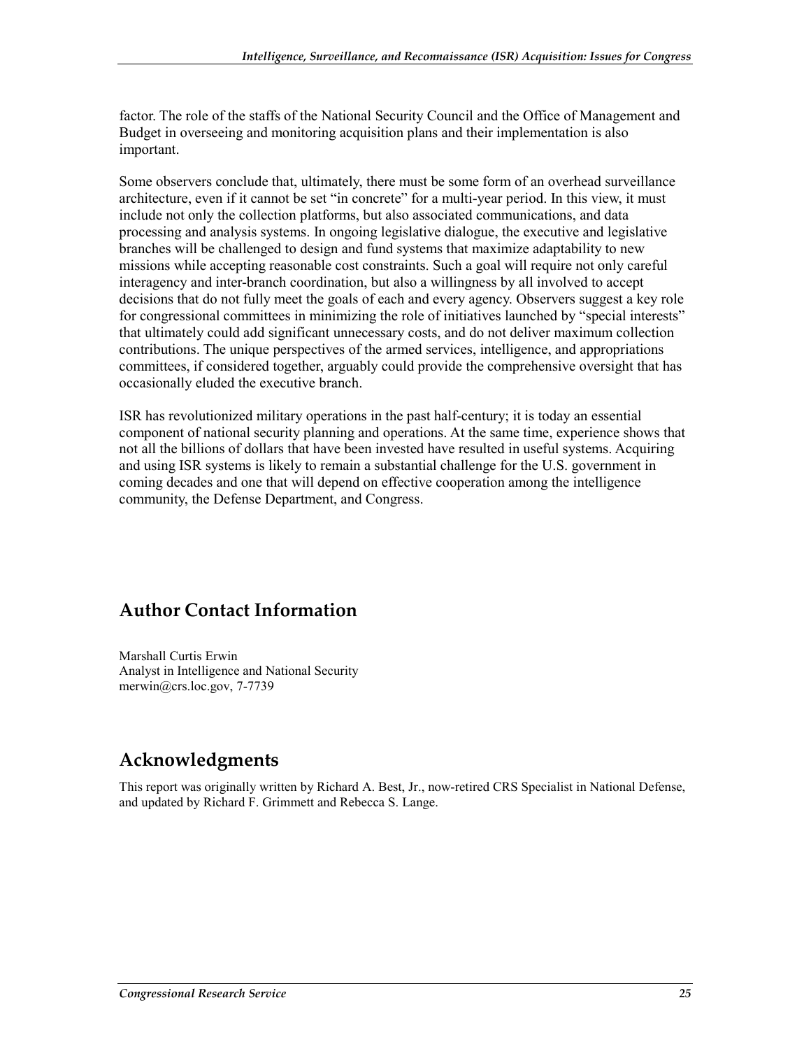factor. The role of the staffs of the National Security Council and the Office of Management and Budget in overseeing and monitoring acquisition plans and their implementation is also important.

Some observers conclude that, ultimately, there must be some form of an overhead surveillance architecture, even if it cannot be set "in concrete" for a multi-year period. In this view, it must include not only the collection platforms, but also associated communications, and data processing and analysis systems. In ongoing legislative dialogue, the executive and legislative branches will be challenged to design and fund systems that maximize adaptability to new missions while accepting reasonable cost constraints. Such a goal will require not only careful interagency and inter-branch coordination, but also a willingness by all involved to accept decisions that do not fully meet the goals of each and every agency. Observers suggest a key role for congressional committees in minimizing the role of initiatives launched by "special interests" that ultimately could add significant unnecessary costs, and do not deliver maximum collection contributions. The unique perspectives of the armed services, intelligence, and appropriations committees, if considered together, arguably could provide the comprehensive oversight that has occasionally eluded the executive branch.

ISR has revolutionized military operations in the past half-century; it is today an essential component of national security planning and operations. At the same time, experience shows that not all the billions of dollars that have been invested have resulted in useful systems. Acquiring and using ISR systems is likely to remain a substantial challenge for the U.S. government in coming decades and one that will depend on effective cooperation among the intelligence community, the Defense Department, and Congress.

## Author Contact Information

Marshall Curtis Erwin
Analyst in Intelligence and National Security
merwin@crs.loc.gov, 7-7739

## Acknowledgments

This report was originally written by Richard A. Best, Jr., now-retired CRS Specialist in National Defense, and updated by Richard F. Grimmett and Rebecca S. Lange.